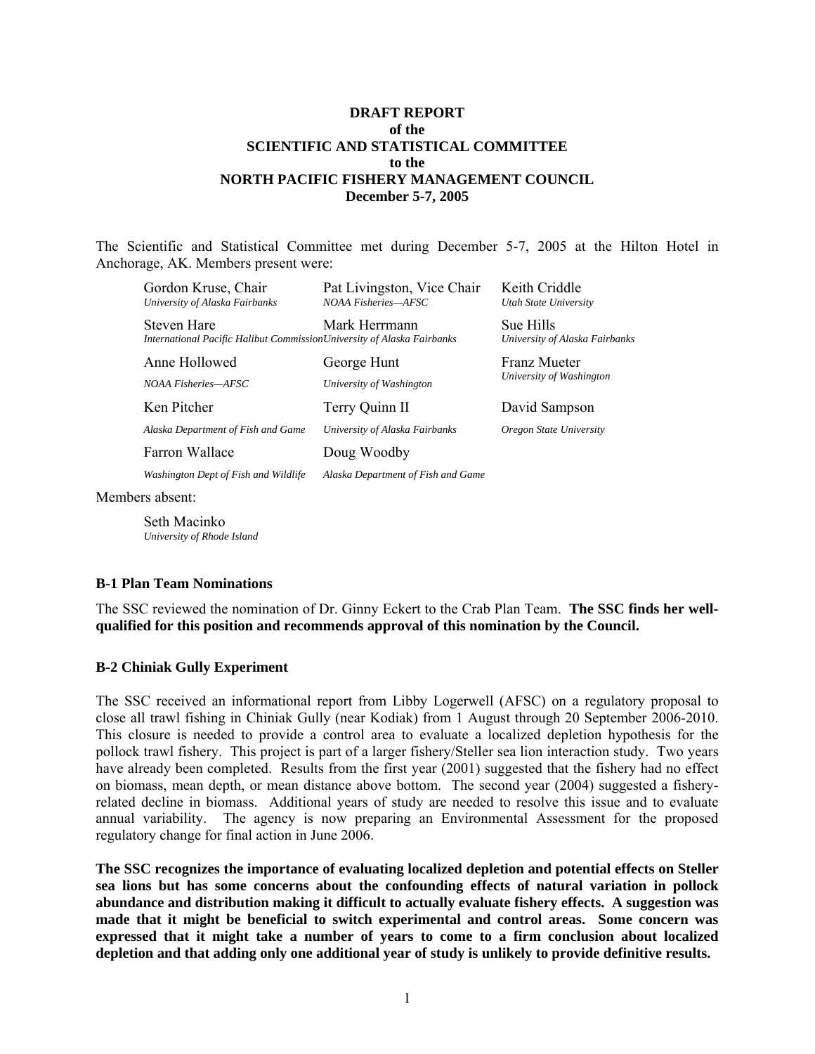**DRAFT REPORT**
**of the**
**SCIENTIFIC AND STATISTICAL COMMITTEE**
**to the**
**NORTH PACIFIC FISHERY MANAGEMENT COUNCIL**
**December 5-7, 2005**

The Scientific and Statistical Committee met during December 5-7, 2005 at the Hilton Hotel in Anchorage, AK. Members present were:

| | | |
|---|---|---|
| Gordon Kruse, Chair<br>*University of Alaska Fairbanks* | Pat Livingston, Vice Chair<br>*NOAA Fisheries—AFSC* | Keith Criddle<br>*Utah State University* |
| Steven Hare<br>*International Pacific Halibut Commission* | Mark Herrmann<br>*University of Alaska Fairbanks* | Sue Hills<br>*University of Alaska Fairbanks* |
| Anne Hollowed<br>*NOAA Fisheries—AFSC* | George Hunt<br>*University of Washington* | Franz Mueter<br>*University of Washington* |
| Ken Pitcher<br>*Alaska Department of Fish and Game* | Terry Quinn II<br>*University of Alaska Fairbanks* | David Sampson<br>*Oregon State University* |
| Farron Wallace<br>*Washington Dept of Fish and Wildlife* | Doug Woodby<br>*Alaska Department of Fish and Game* | |

Members absent:

Seth Macinko
*University of Rhode Island*

### B-1 Plan Team Nominations

The SSC reviewed the nomination of Dr. Ginny Eckert to the Crab Plan Team. **The SSC finds her well-qualified for this position and recommends approval of this nomination by the Council.**

### B-2 Chiniak Gully Experiment

The SSC received an informational report from Libby Logerwell (AFSC) on a regulatory proposal to close all trawl fishing in Chiniak Gully (near Kodiak) from 1 August through 20 September 2006-2010. This closure is needed to provide a control area to evaluate a localized depletion hypothesis for the pollock trawl fishery. This project is part of a larger fishery/Steller sea lion interaction study. Two years have already been completed. Results from the first year (2001) suggested that the fishery had no effect on biomass, mean depth, or mean distance above bottom. The second year (2004) suggested a fishery-related decline in biomass. Additional years of study are needed to resolve this issue and to evaluate annual variability. The agency is now preparing an Environmental Assessment for the proposed regulatory change for final action in June 2006.

**The SSC recognizes the importance of evaluating localized depletion and potential effects on Steller sea lions but has some concerns about the confounding effects of natural variation in pollock abundance and distribution making it difficult to actually evaluate fishery effects. A suggestion was made that it might be beneficial to switch experimental and control areas. Some concern was expressed that it might take a number of years to come to a firm conclusion about localized depletion and that adding only one additional year of study is unlikely to provide definitive results.**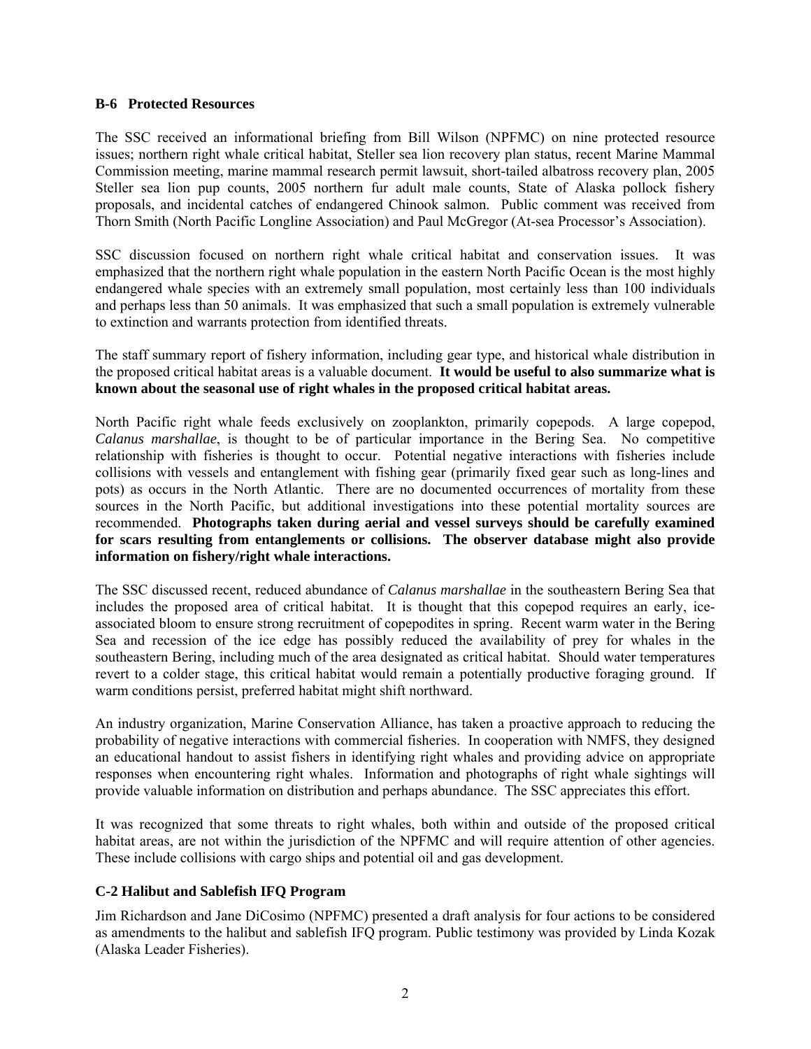### B-6 Protected Resources

The SSC received an informational briefing from Bill Wilson (NPFMC) on nine protected resource issues; northern right whale critical habitat, Steller sea lion recovery plan status, recent Marine Mammal Commission meeting, marine mammal research permit lawsuit, short-tailed albatross recovery plan, 2005 Steller sea lion pup counts, 2005 northern fur adult male counts, State of Alaska pollock fishery proposals, and incidental catches of endangered Chinook salmon. Public comment was received from Thorn Smith (North Pacific Longline Association) and Paul McGregor (At-sea Processor's Association).

SSC discussion focused on northern right whale critical habitat and conservation issues. It was emphasized that the northern right whale population in the eastern North Pacific Ocean is the most highly endangered whale species with an extremely small population, most certainly less than 100 individuals and perhaps less than 50 animals. It was emphasized that such a small population is extremely vulnerable to extinction and warrants protection from identified threats.

The staff summary report of fishery information, including gear type, and historical whale distribution in the proposed critical habitat areas is a valuable document. **It would be useful to also summarize what is known about the seasonal use of right whales in the proposed critical habitat areas.**

North Pacific right whale feeds exclusively on zooplankton, primarily copepods. A large copepod, *Calanus marshallae*, is thought to be of particular importance in the Bering Sea. No competitive relationship with fisheries is thought to occur. Potential negative interactions with fisheries include collisions with vessels and entanglement with fishing gear (primarily fixed gear such as long-lines and pots) as occurs in the North Atlantic. There are no documented occurrences of mortality from these sources in the North Pacific, but additional investigations into these potential mortality sources are recommended. **Photographs taken during aerial and vessel surveys should be carefully examined for scars resulting from entanglements or collisions. The observer database might also provide information on fishery/right whale interactions.**

The SSC discussed recent, reduced abundance of *Calanus marshallae* in the southeastern Bering Sea that includes the proposed area of critical habitat. It is thought that this copepod requires an early, ice-associated bloom to ensure strong recruitment of copepodites in spring. Recent warm water in the Bering Sea and recession of the ice edge has possibly reduced the availability of prey for whales in the southeastern Bering, including much of the area designated as critical habitat. Should water temperatures revert to a colder stage, this critical habitat would remain a potentially productive foraging ground. If warm conditions persist, preferred habitat might shift northward.

An industry organization, Marine Conservation Alliance, has taken a proactive approach to reducing the probability of negative interactions with commercial fisheries. In cooperation with NMFS, they designed an educational handout to assist fishers in identifying right whales and providing advice on appropriate responses when encountering right whales. Information and photographs of right whale sightings will provide valuable information on distribution and perhaps abundance. The SSC appreciates this effort.

It was recognized that some threats to right whales, both within and outside of the proposed critical habitat areas, are not within the jurisdiction of the NPFMC and will require attention of other agencies. These include collisions with cargo ships and potential oil and gas development.

### C-2 Halibut and Sablefish IFQ Program

Jim Richardson and Jane DiCosimo (NPFMC) presented a draft analysis for four actions to be considered as amendments to the halibut and sablefish IFQ program. Public testimony was provided by Linda Kozak (Alaska Leader Fisheries).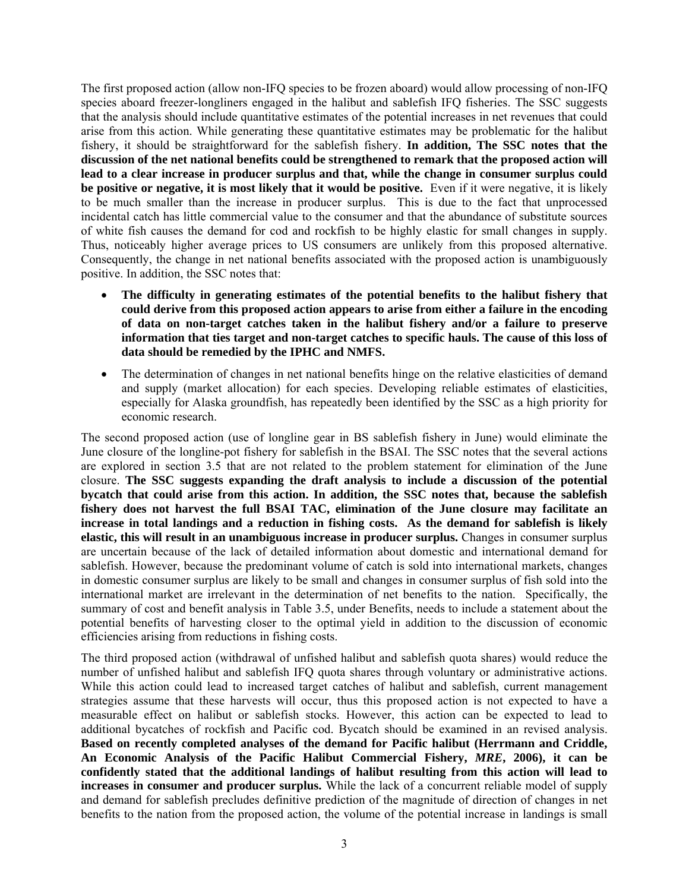The first proposed action (allow non-IFQ species to be frozen aboard) would allow processing of non-IFQ species aboard freezer-longliners engaged in the halibut and sablefish IFQ fisheries. The SSC suggests that the analysis should include quantitative estimates of the potential increases in net revenues that could arise from this action. While generating these quantitative estimates may be problematic for the halibut fishery, it should be straightforward for the sablefish fishery. **In addition, The SSC notes that the discussion of the net national benefits could be strengthened to remark that the proposed action will lead to a clear increase in producer surplus and that, while the change in consumer surplus could be positive or negative, it is most likely that it would be positive.** Even if it were negative, it is likely to be much smaller than the increase in producer surplus. This is due to the fact that unprocessed incidental catch has little commercial value to the consumer and that the abundance of substitute sources of white fish causes the demand for cod and rockfish to be highly elastic for small changes in supply. Thus, noticeably higher average prices to US consumers are unlikely from this proposed alternative. Consequently, the change in net national benefits associated with the proposed action is unambiguously positive. In addition, the SSC notes that:

- **The difficulty in generating estimates of the potential benefits to the halibut fishery that could derive from this proposed action appears to arise from either a failure in the encoding of data on non-target catches taken in the halibut fishery and/or a failure to preserve information that ties target and non-target catches to specific hauls. The cause of this loss of data should be remedied by the IPHC and NMFS.**
- The determination of changes in net national benefits hinge on the relative elasticities of demand and supply (market allocation) for each species. Developing reliable estimates of elasticities, especially for Alaska groundfish, has repeatedly been identified by the SSC as a high priority for economic research.

The second proposed action (use of longline gear in BS sablefish fishery in June) would eliminate the June closure of the longline-pot fishery for sablefish in the BSAI. The SSC notes that the several actions are explored in section 3.5 that are not related to the problem statement for elimination of the June closure. **The SSC suggests expanding the draft analysis to include a discussion of the potential bycatch that could arise from this action. In addition, the SSC notes that, because the sablefish fishery does not harvest the full BSAI TAC, elimination of the June closure may facilitate an increase in total landings and a reduction in fishing costs. As the demand for sablefish is likely elastic, this will result in an unambiguous increase in producer surplus.** Changes in consumer surplus are uncertain because of the lack of detailed information about domestic and international demand for sablefish. However, because the predominant volume of catch is sold into international markets, changes in domestic consumer surplus are likely to be small and changes in consumer surplus of fish sold into the international market are irrelevant in the determination of net benefits to the nation. Specifically, the summary of cost and benefit analysis in Table 3.5, under Benefits, needs to include a statement about the potential benefits of harvesting closer to the optimal yield in addition to the discussion of economic efficiencies arising from reductions in fishing costs.

The third proposed action (withdrawal of unfished halibut and sablefish quota shares) would reduce the number of unfished halibut and sablefish IFQ quota shares through voluntary or administrative actions. While this action could lead to increased target catches of halibut and sablefish, current management strategies assume that these harvests will occur, thus this proposed action is not expected to have a measurable effect on halibut or sablefish stocks. However, this action can be expected to lead to additional bycatches of rockfish and Pacific cod. Bycatch should be examined in an revised analysis. **Based on recently completed analyses of the demand for Pacific halibut (Herrmann and Criddle, An Economic Analysis of the Pacific Halibut Commercial Fishery, *MRE*, 2006), it can be confidently stated that the additional landings of halibut resulting from this action will lead to increases in consumer and producer surplus.** While the lack of a concurrent reliable model of supply and demand for sablefish precludes definitive prediction of the magnitude of direction of changes in net benefits to the nation from the proposed action, the volume of the potential increase in landings is small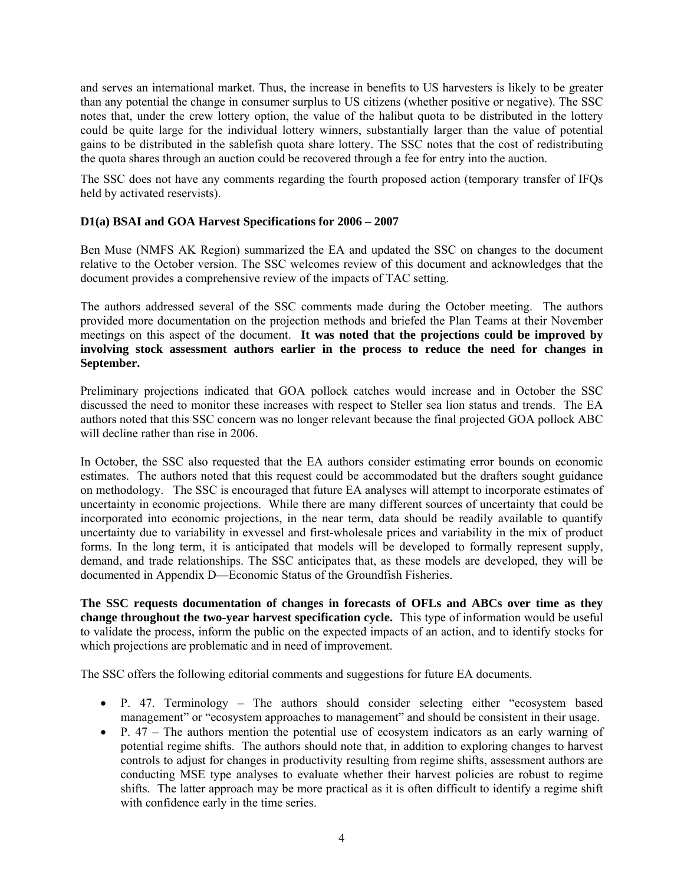and serves an international market. Thus, the increase in benefits to US harvesters is likely to be greater than any potential the change in consumer surplus to US citizens (whether positive or negative). The SSC notes that, under the crew lottery option, the value of the halibut quota to be distributed in the lottery could be quite large for the individual lottery winners, substantially larger than the value of potential gains to be distributed in the sablefish quota share lottery. The SSC notes that the cost of redistributing the quota shares through an auction could be recovered through a fee for entry into the auction.

The SSC does not have any comments regarding the fourth proposed action (temporary transfer of IFQs held by activated reservists).

### D1(a) BSAI and GOA Harvest Specifications for 2006 – 2007

Ben Muse (NMFS AK Region) summarized the EA and updated the SSC on changes to the document relative to the October version. The SSC welcomes review of this document and acknowledges that the document provides a comprehensive review of the impacts of TAC setting.

The authors addressed several of the SSC comments made during the October meeting. The authors provided more documentation on the projection methods and briefed the Plan Teams at their November meetings on this aspect of the document. **It was noted that the projections could be improved by involving stock assessment authors earlier in the process to reduce the need for changes in September.**

Preliminary projections indicated that GOA pollock catches would increase and in October the SSC discussed the need to monitor these increases with respect to Steller sea lion status and trends. The EA authors noted that this SSC concern was no longer relevant because the final projected GOA pollock ABC will decline rather than rise in 2006.

In October, the SSC also requested that the EA authors consider estimating error bounds on economic estimates. The authors noted that this request could be accommodated but the drafters sought guidance on methodology. The SSC is encouraged that future EA analyses will attempt to incorporate estimates of uncertainty in economic projections. While there are many different sources of uncertainty that could be incorporated into economic projections, in the near term, data should be readily available to quantify uncertainty due to variability in exvessel and first-wholesale prices and variability in the mix of product forms. In the long term, it is anticipated that models will be developed to formally represent supply, demand, and trade relationships. The SSC anticipates that, as these models are developed, they will be documented in Appendix D—Economic Status of the Groundfish Fisheries.

**The SSC requests documentation of changes in forecasts of OFLs and ABCs over time as they change throughout the two-year harvest specification cycle.** This type of information would be useful to validate the process, inform the public on the expected impacts of an action, and to identify stocks for which projections are problematic and in need of improvement.

The SSC offers the following editorial comments and suggestions for future EA documents.

- P. 47. Terminology – The authors should consider selecting either "ecosystem based management" or "ecosystem approaches to management" and should be consistent in their usage.
- P. 47 – The authors mention the potential use of ecosystem indicators as an early warning of potential regime shifts. The authors should note that, in addition to exploring changes to harvest controls to adjust for changes in productivity resulting from regime shifts, assessment authors are conducting MSE type analyses to evaluate whether their harvest policies are robust to regime shifts. The latter approach may be more practical as it is often difficult to identify a regime shift with confidence early in the time series.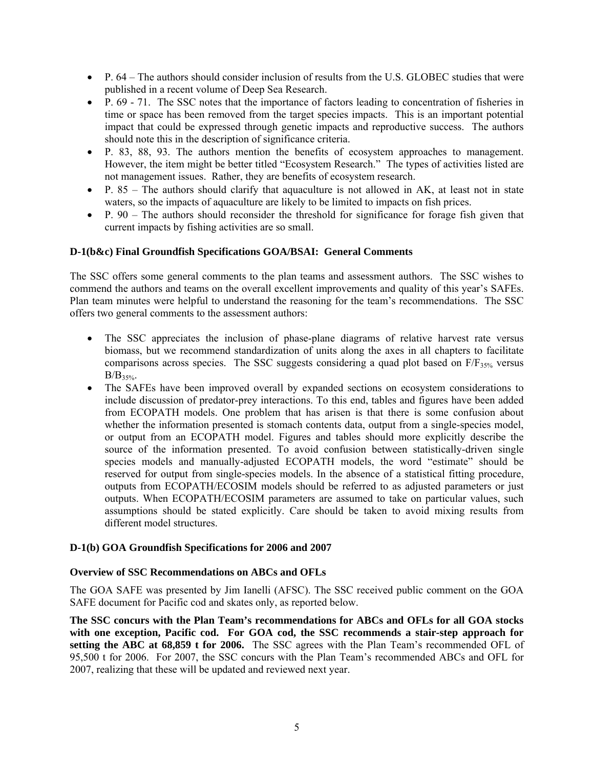- P. 64 – The authors should consider inclusion of results from the U.S. GLOBEC studies that were published in a recent volume of Deep Sea Research.
- P. 69 - 71. The SSC notes that the importance of factors leading to concentration of fisheries in time or space has been removed from the target species impacts. This is an important potential impact that could be expressed through genetic impacts and reproductive success. The authors should note this in the description of significance criteria.
- P. 83, 88, 93. The authors mention the benefits of ecosystem approaches to management. However, the item might be better titled "Ecosystem Research." The types of activities listed are not management issues. Rather, they are benefits of ecosystem research.
- P. 85 – The authors should clarify that aquaculture is not allowed in AK, at least not in state waters, so the impacts of aquaculture are likely to be limited to impacts on fish prices.
- P. 90 – The authors should reconsider the threshold for significance for forage fish given that current impacts by fishing activities are so small.

### D-1(b&c) Final Groundfish Specifications GOA/BSAI: General Comments

The SSC offers some general comments to the plan teams and assessment authors. The SSC wishes to commend the authors and teams on the overall excellent improvements and quality of this year's SAFEs. Plan team minutes were helpful to understand the reasoning for the team's recommendations. The SSC offers two general comments to the assessment authors:

- The SSC appreciates the inclusion of phase-plane diagrams of relative harvest rate versus biomass, but we recommend standardization of units along the axes in all chapters to facilitate comparisons across species. The SSC suggests considering a quad plot based on $F/F_{35\%}$ versus $B/B_{35\%}$.
- The SAFEs have been improved overall by expanded sections on ecosystem considerations to include discussion of predator-prey interactions. To this end, tables and figures have been added from ECOPATH models. One problem that has arisen is that there is some confusion about whether the information presented is stomach contents data, output from a single-species model, or output from an ECOPATH model. Figures and tables should more explicitly describe the source of the information presented. To avoid confusion between statistically-driven single species models and manually-adjusted ECOPATH models, the word "estimate" should be reserved for output from single-species models. In the absence of a statistical fitting procedure, outputs from ECOPATH/ECOSIM models should be referred to as adjusted parameters or just outputs. When ECOPATH/ECOSIM parameters are assumed to take on particular values, such assumptions should be stated explicitly. Care should be taken to avoid mixing results from different model structures.

### D-1(b) GOA Groundfish Specifications for 2006 and 2007

#### Overview of SSC Recommendations on ABCs and OFLs

The GOA SAFE was presented by Jim Ianelli (AFSC). The SSC received public comment on the GOA SAFE document for Pacific cod and skates only, as reported below.

**The SSC concurs with the Plan Team's recommendations for ABCs and OFLs for all GOA stocks with one exception, Pacific cod. For GOA cod, the SSC recommends a stair-step approach for setting the ABC at 68,859 t for 2006.** The SSC agrees with the Plan Team's recommended OFL of 95,500 t for 2006. For 2007, the SSC concurs with the Plan Team's recommended ABCs and OFL for 2007, realizing that these will be updated and reviewed next year.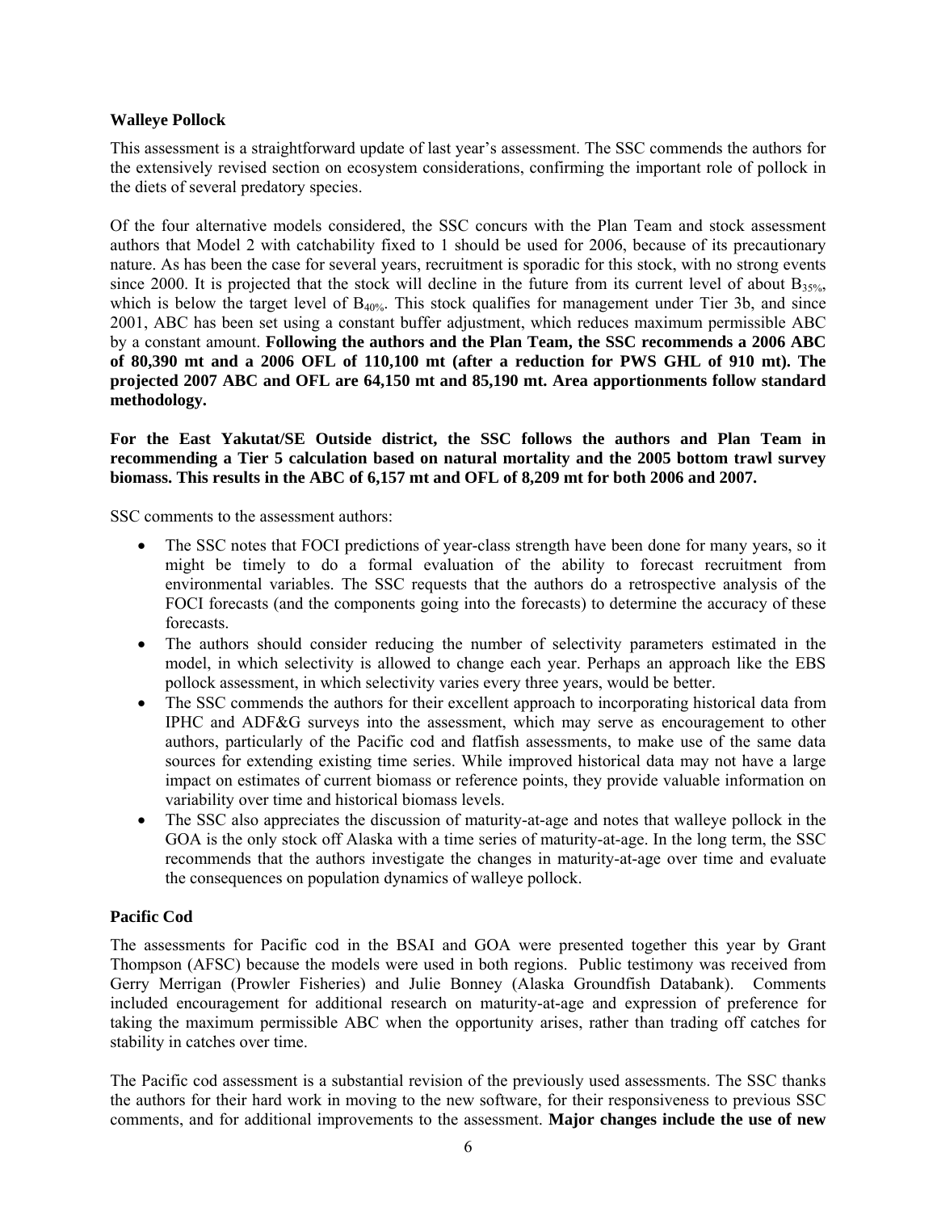**Walleye Pollock**

This assessment is a straightforward update of last year's assessment. The SSC commends the authors for the extensively revised section on ecosystem considerations, confirming the important role of pollock in the diets of several predatory species.

Of the four alternative models considered, the SSC concurs with the Plan Team and stock assessment authors that Model 2 with catchability fixed to 1 should be used for 2006, because of its precautionary nature. As has been the case for several years, recruitment is sporadic for this stock, with no strong events since 2000. It is projected that the stock will decline in the future from its current level of about $B_{35\%}$, which is below the target level of $B_{40\%}$. This stock qualifies for management under Tier 3b, and since 2001, ABC has been set using a constant buffer adjustment, which reduces maximum permissible ABC by a constant amount. **Following the authors and the Plan Team, the SSC recommends a 2006 ABC of 80,390 mt and a 2006 OFL of 110,100 mt (after a reduction for PWS GHL of 910 mt). The projected 2007 ABC and OFL are 64,150 mt and 85,190 mt. Area apportionments follow standard methodology.**

**For the East Yakutat/SE Outside district, the SSC follows the authors and Plan Team in recommending a Tier 5 calculation based on natural mortality and the 2005 bottom trawl survey biomass. This results in the ABC of 6,157 mt and OFL of 8,209 mt for both 2006 and 2007.**

SSC comments to the assessment authors:

- The SSC notes that FOCI predictions of year-class strength have been done for many years, so it might be timely to do a formal evaluation of the ability to forecast recruitment from environmental variables. The SSC requests that the authors do a retrospective analysis of the FOCI forecasts (and the components going into the forecasts) to determine the accuracy of these forecasts.
- The authors should consider reducing the number of selectivity parameters estimated in the model, in which selectivity is allowed to change each year. Perhaps an approach like the EBS pollock assessment, in which selectivity varies every three years, would be better.
- The SSC commends the authors for their excellent approach to incorporating historical data from IPHC and ADF&G surveys into the assessment, which may serve as encouragement to other authors, particularly of the Pacific cod and flatfish assessments, to make use of the same data sources for extending existing time series. While improved historical data may not have a large impact on estimates of current biomass or reference points, they provide valuable information on variability over time and historical biomass levels.
- The SSC also appreciates the discussion of maturity-at-age and notes that walleye pollock in the GOA is the only stock off Alaska with a time series of maturity-at-age. In the long term, the SSC recommends that the authors investigate the changes in maturity-at-age over time and evaluate the consequences on population dynamics of walleye pollock.

**Pacific Cod**

The assessments for Pacific cod in the BSAI and GOA were presented together this year by Grant Thompson (AFSC) because the models were used in both regions. Public testimony was received from Gerry Merrigan (Prowler Fisheries) and Julie Bonney (Alaska Groundfish Databank). Comments included encouragement for additional research on maturity-at-age and expression of preference for taking the maximum permissible ABC when the opportunity arises, rather than trading off catches for stability in catches over time.

The Pacific cod assessment is a substantial revision of the previously used assessments. The SSC thanks the authors for their hard work in moving to the new software, for their responsiveness to previous SSC comments, and for additional improvements to the assessment. **Major changes include the use of new**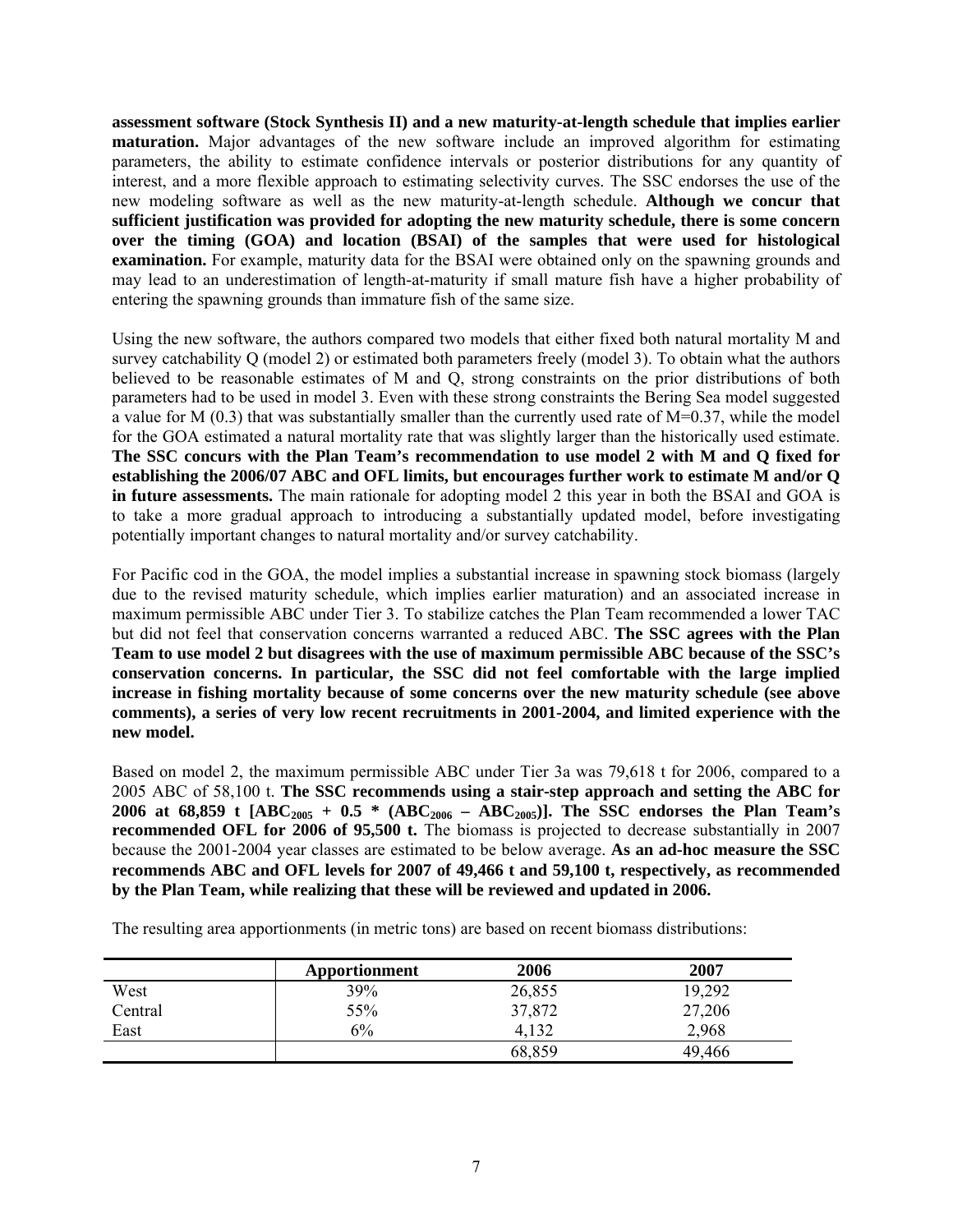**assessment software (Stock Synthesis II) and a new maturity-at-length schedule that implies earlier maturation.** Major advantages of the new software include an improved algorithm for estimating parameters, the ability to estimate confidence intervals or posterior distributions for any quantity of interest, and a more flexible approach to estimating selectivity curves. The SSC endorses the use of the new modeling software as well as the new maturity-at-length schedule. **Although we concur that sufficient justification was provided for adopting the new maturity schedule, there is some concern over the timing (GOA) and location (BSAI) of the samples that were used for histological examination.** For example, maturity data for the BSAI were obtained only on the spawning grounds and may lead to an underestimation of length-at-maturity if small mature fish have a higher probability of entering the spawning grounds than immature fish of the same size.

Using the new software, the authors compared two models that either fixed both natural mortality M and survey catchability Q (model 2) or estimated both parameters freely (model 3). To obtain what the authors believed to be reasonable estimates of M and Q, strong constraints on the prior distributions of both parameters had to be used in model 3. Even with these strong constraints the Bering Sea model suggested a value for M (0.3) that was substantially smaller than the currently used rate of M=0.37, while the model for the GOA estimated a natural mortality rate that was slightly larger than the historically used estimate. **The SSC concurs with the Plan Team's recommendation to use model 2 with M and Q fixed for establishing the 2006/07 ABC and OFL limits, but encourages further work to estimate M and/or Q in future assessments.** The main rationale for adopting model 2 this year in both the BSAI and GOA is to take a more gradual approach to introducing a substantially updated model, before investigating potentially important changes to natural mortality and/or survey catchability.

For Pacific cod in the GOA, the model implies a substantial increase in spawning stock biomass (largely due to the revised maturity schedule, which implies earlier maturation) and an associated increase in maximum permissible ABC under Tier 3. To stabilize catches the Plan Team recommended a lower TAC but did not feel that conservation concerns warranted a reduced ABC. **The SSC agrees with the Plan Team to use model 2 but disagrees with the use of maximum permissible ABC because of the SSC's conservation concerns. In particular, the SSC did not feel comfortable with the large implied increase in fishing mortality because of some concerns over the new maturity schedule (see above comments), a series of very low recent recruitments in 2001-2004, and limited experience with the new model.**

Based on model 2, the maximum permissible ABC under Tier 3a was 79,618 t for 2006, compared to a 2005 ABC of 58,100 t. **The SSC recommends using a stair-step approach and setting the ABC for 2006 at 68,859 t [$ABC_{2005} + 0.5 * (ABC_{2006} - ABC_{2005})$]. The SSC endorses the Plan Team's recommended OFL for 2006 of 95,500 t.** The biomass is projected to decrease substantially in 2007 because the 2001-2004 year classes are estimated to be below average. **As an ad-hoc measure the SSC recommends ABC and OFL levels for 2007 of 49,466 t and 59,100 t, respectively, as recommended by the Plan Team, while realizing that these will be reviewed and updated in 2006.**

The resulting area apportionments (in metric tons) are based on recent biomass distributions:

| | Apportionment | 2006 | 2007 |
|---|---|---|---|
| West | 39% | 26,855 | 19,292 |
| Central | 55% | 37,872 | 27,206 |
| East | 6% | 4,132 | 2,968 |
| | | 68,859 | 49,466 |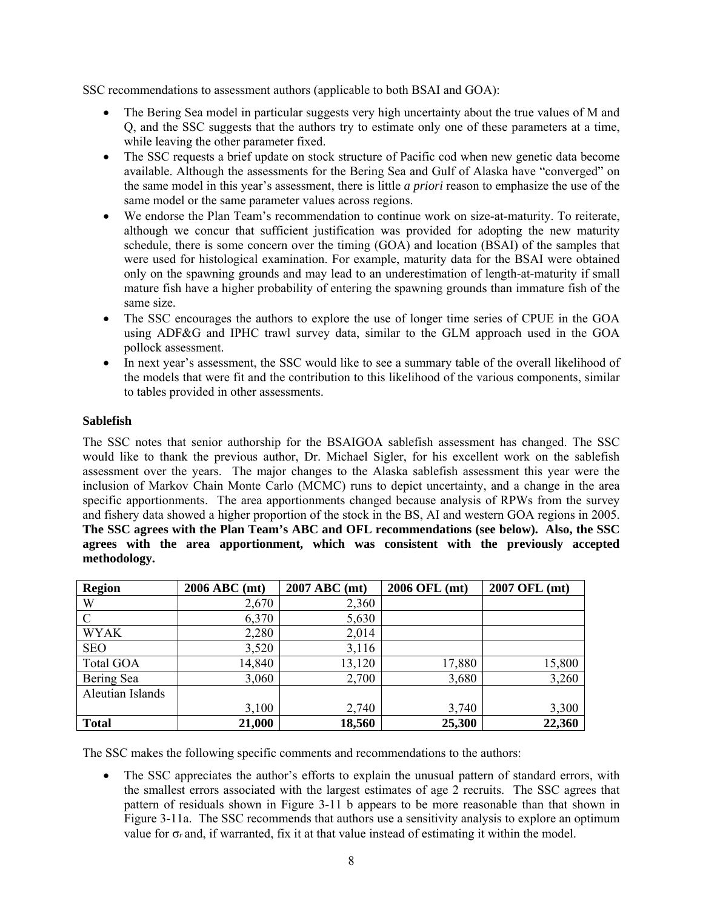SSC recommendations to assessment authors (applicable to both BSAI and GOA):

- The Bering Sea model in particular suggests very high uncertainty about the true values of M and Q, and the SSC suggests that the authors try to estimate only one of these parameters at a time, while leaving the other parameter fixed.
- The SSC requests a brief update on stock structure of Pacific cod when new genetic data become available. Although the assessments for the Bering Sea and Gulf of Alaska have "converged" on the same model in this year's assessment, there is little *a priori* reason to emphasize the use of the same model or the same parameter values across regions.
- We endorse the Plan Team's recommendation to continue work on size-at-maturity. To reiterate, although we concur that sufficient justification was provided for adopting the new maturity schedule, there is some concern over the timing (GOA) and location (BSAI) of the samples that were used for histological examination. For example, maturity data for the BSAI were obtained only on the spawning grounds and may lead to an underestimation of length-at-maturity if small mature fish have a higher probability of entering the spawning grounds than immature fish of the same size.
- The SSC encourages the authors to explore the use of longer time series of CPUE in the GOA using ADF&G and IPHC trawl survey data, similar to the GLM approach used in the GOA pollock assessment.
- In next year's assessment, the SSC would like to see a summary table of the overall likelihood of the models that were fit and the contribution to this likelihood of the various components, similar to tables provided in other assessments.

**Sablefish**

The SSC notes that senior authorship for the BSAIGOA sablefish assessment has changed. The SSC would like to thank the previous author, Dr. Michael Sigler, for his excellent work on the sablefish assessment over the years. The major changes to the Alaska sablefish assessment this year were the inclusion of Markov Chain Monte Carlo (MCMC) runs to depict uncertainty, and a change in the area specific apportionments. The area apportionments changed because analysis of RPWs from the survey and fishery data showed a higher proportion of the stock in the BS, AI and western GOA regions in 2005. **The SSC agrees with the Plan Team's ABC and OFL recommendations (see below). Also, the SSC agrees with the area apportionment, which was consistent with the previously accepted methodology.**

| Region | 2006 ABC (mt) | 2007 ABC (mt) | 2006 OFL (mt) | 2007 OFL (mt) |
|---|---|---|---|---|
| W | 2,670 | 2,360 | | |
| C | 6,370 | 5,630 | | |
| WYAK | 2,280 | 2,014 | | |
| SEO | 3,520 | 3,116 | | |
| Total GOA | 14,840 | 13,120 | 17,880 | 15,800 |
| Bering Sea | 3,060 | 2,700 | 3,680 | 3,260 |
| Aleutian Islands | 3,100 | 2,740 | 3,740 | 3,300 |
| **Total** | **21,000** | **18,560** | **25,300** | **22,360** |

The SSC makes the following specific comments and recommendations to the authors:

- The SSC appreciates the author's efforts to explain the unusual pattern of standard errors, with the smallest errors associated with the largest estimates of age 2 recruits. The SSC agrees that pattern of residuals shown in Figure 3-11 b appears to be more reasonable than that shown in Figure 3-11a. The SSC recommends that authors use a sensitivity analysis to explore an optimum value for $\sigma_r$ and, if warranted, fix it at that value instead of estimating it within the model.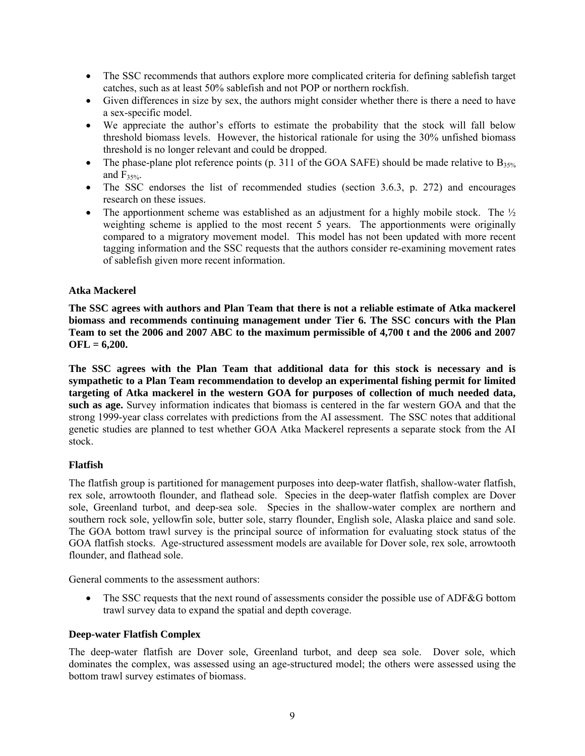- The SSC recommends that authors explore more complicated criteria for defining sablefish target catches, such as at least 50% sablefish and not POP or northern rockfish.
- Given differences in size by sex, the authors might consider whether there is there a need to have a sex-specific model.
- We appreciate the author's efforts to estimate the probability that the stock will fall below threshold biomass levels. However, the historical rationale for using the 30% unfished biomass threshold is no longer relevant and could be dropped.
- The phase-plane plot reference points (p. 311 of the GOA SAFE) should be made relative to $B_{35\%}$ and $F_{35\%}$.
- The SSC endorses the list of recommended studies (section 3.6.3, p. 272) and encourages research on these issues.
- The apportionment scheme was established as an adjustment for a highly mobile stock. The ½ weighting scheme is applied to the most recent 5 years. The apportionments were originally compared to a migratory movement model. This model has not been updated with more recent tagging information and the SSC requests that the authors consider re-examining movement rates of sablefish given more recent information.

### Atka Mackerel

**The SSC agrees with authors and Plan Team that there is not a reliable estimate of Atka mackerel biomass and recommends continuing management under Tier 6. The SSC concurs with the Plan Team to set the 2006 and 2007 ABC to the maximum permissible of 4,700 t and the 2006 and 2007 OFL = 6,200.**

**The SSC agrees with the Plan Team that additional data for this stock is necessary and is sympathetic to a Plan Team recommendation to develop an experimental fishing permit for limited targeting of Atka mackerel in the western GOA for purposes of collection of much needed data, such as age.** Survey information indicates that biomass is centered in the far western GOA and that the strong 1999-year class correlates with predictions from the AI assessment. The SSC notes that additional genetic studies are planned to test whether GOA Atka Mackerel represents a separate stock from the AI stock.

### Flatfish

The flatfish group is partitioned for management purposes into deep-water flatfish, shallow-water flatfish, rex sole, arrowtooth flounder, and flathead sole. Species in the deep-water flatfish complex are Dover sole, Greenland turbot, and deep-sea sole. Species in the shallow-water complex are northern and southern rock sole, yellowfin sole, butter sole, starry flounder, English sole, Alaska plaice and sand sole. The GOA bottom trawl survey is the principal source of information for evaluating stock status of the GOA flatfish stocks. Age-structured assessment models are available for Dover sole, rex sole, arrowtooth flounder, and flathead sole.

General comments to the assessment authors:

- The SSC requests that the next round of assessments consider the possible use of ADF&G bottom trawl survey data to expand the spatial and depth coverage.

### Deep-water Flatfish Complex

The deep-water flatfish are Dover sole, Greenland turbot, and deep sea sole. Dover sole, which dominates the complex, was assessed using an age-structured model; the others were assessed using the bottom trawl survey estimates of biomass.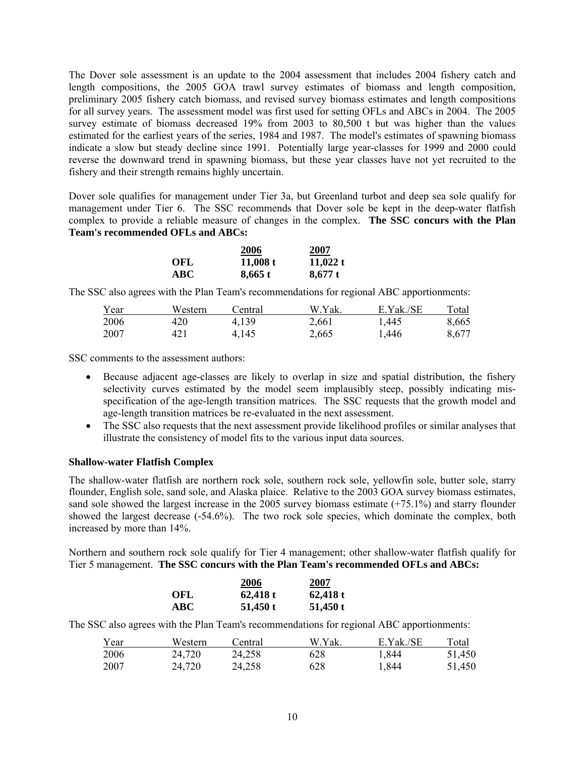The Dover sole assessment is an update to the 2004 assessment that includes 2004 fishery catch and length compositions, the 2005 GOA trawl survey estimates of biomass and length composition, preliminary 2005 fishery catch biomass, and revised survey biomass estimates and length compositions for all survey years. The assessment model was first used for setting OFLs and ABCs in 2004. The 2005 survey estimate of biomass decreased 19% from 2003 to 80,500 t but was higher than the values estimated for the earliest years of the series, 1984 and 1987. The model's estimates of spawning biomass indicate a slow but steady decline since 1991. Potentially large year-classes for 1999 and 2000 could reverse the downward trend in spawning biomass, but these year classes have not yet recruited to the fishery and their strength remains highly uncertain.

Dover sole qualifies for management under Tier 3a, but Greenland turbot and deep sea sole qualify for management under Tier 6. The SSC recommends that Dover sole be kept in the deep-water flatfish complex to provide a reliable measure of changes in the complex. **The SSC concurs with the Plan Team's recommended OFLs and ABCs:**

| | 2006 | 2007 |
|---|---|---|
| **OFL** | **11,008 t** | **11,022 t** |
| **ABC** | **8,665 t** | **8,677 t** |

The SSC also agrees with the Plan Team's recommendations for regional ABC apportionments:

| Year | Western | Central | W.Yak. | E.Yak./SE | Total |
|---|---|---|---|---|---|
| 2006 | 420 | 4,139 | 2,661 | 1,445 | 8,665 |
| 2007 | 421 | 4,145 | 2,665 | 1,446 | 8,677 |

SSC comments to the assessment authors:

- Because adjacent age-classes are likely to overlap in size and spatial distribution, the fishery selectivity curves estimated by the model seem implausibly steep, possibly indicating mis-specification of the age-length transition matrices. The SSC requests that the growth model and age-length transition matrices be re-evaluated in the next assessment.
- The SSC also requests that the next assessment provide likelihood profiles or similar analyses that illustrate the consistency of model fits to the various input data sources.

### Shallow-water Flatfish Complex

The shallow-water flatfish are northern rock sole, southern rock sole, yellowfin sole, butter sole, starry flounder, English sole, sand sole, and Alaska plaice. Relative to the 2003 GOA survey biomass estimates, sand sole showed the largest increase in the 2005 survey biomass estimate (+75.1%) and starry flounder showed the largest decrease (-54.6%). The two rock sole species, which dominate the complex, both increased by more than 14%.

Northern and southern rock sole qualify for Tier 4 management; other shallow-water flatfish qualify for Tier 5 management. **The SSC concurs with the Plan Team's recommended OFLs and ABCs:**

| | 2006 | 2007 |
|---|---|---|
| **OFL** | **62,418 t** | **62,418 t** |
| **ABC** | **51,450 t** | **51,450 t** |

The SSC also agrees with the Plan Team's recommendations for regional ABC apportionments:

| Year | Western | Central | W.Yak. | E.Yak./SE | Total |
|---|---|---|---|---|---|
| 2006 | 24,720 | 24,258 | 628 | 1,844 | 51,450 |
| 2007 | 24,720 | 24,258 | 628 | 1,844 | 51,450 |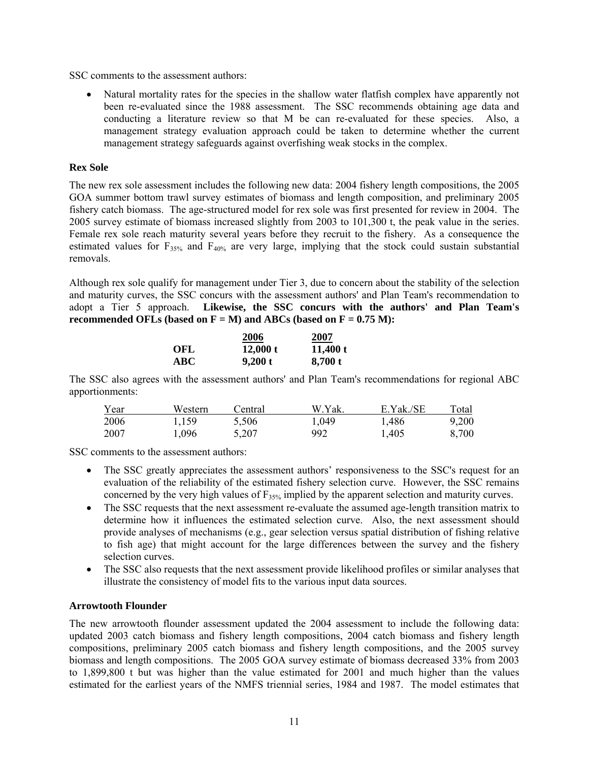SSC comments to the assessment authors:

- Natural mortality rates for the species in the shallow water flatfish complex have apparently not been re-evaluated since the 1988 assessment. The SSC recommends obtaining age data and conducting a literature review so that M be can re-evaluated for these species. Also, a management strategy evaluation approach could be taken to determine whether the current management strategy safeguards against overfishing weak stocks in the complex.

**Rex Sole**

The new rex sole assessment includes the following new data: 2004 fishery length compositions, the 2005 GOA summer bottom trawl survey estimates of biomass and length composition, and preliminary 2005 fishery catch biomass. The age-structured model for rex sole was first presented for review in 2004. The 2005 survey estimate of biomass increased slightly from 2003 to 101,300 t, the peak value in the series. Female rex sole reach maturity several years before they recruit to the fishery. As a consequence the estimated values for $F_{35\%}$ and $F_{40\%}$ are very large, implying that the stock could sustain substantial removals.

Although rex sole qualify for management under Tier 3, due to concern about the stability of the selection and maturity curves, the SSC concurs with the assessment authors' and Plan Team's recommendation to adopt a Tier 5 approach. **Likewise, the SSC concurs with the authors' and Plan Team's recommended OFLs (based on F = M) and ABCs (based on F = 0.75 M):**

| | **2006** | **2007** |
|---|---|---|
| **OFL** | **12,000 t** | **11,400 t** |
| **ABC** | **9,200 t** | **8,700 t** |

The SSC also agrees with the assessment authors' and Plan Team's recommendations for regional ABC apportionments:

| Year | Western | Central | W.Yak. | E.Yak./SE | Total |
|---|---|---|---|---|---|
| 2006 | 1,159 | 5,506 | 1,049 | 1,486 | 9,200 |
| 2007 | 1,096 | 5,207 | 992 | 1,405 | 8,700 |

SSC comments to the assessment authors:

- The SSC greatly appreciates the assessment authors' responsiveness to the SSC's request for an evaluation of the reliability of the estimated fishery selection curve. However, the SSC remains concerned by the very high values of $F_{35\%}$ implied by the apparent selection and maturity curves.
- The SSC requests that the next assessment re-evaluate the assumed age-length transition matrix to determine how it influences the estimated selection curve. Also, the next assessment should provide analyses of mechanisms (e.g., gear selection versus spatial distribution of fishing relative to fish age) that might account for the large differences between the survey and the fishery selection curves.
- The SSC also requests that the next assessment provide likelihood profiles or similar analyses that illustrate the consistency of model fits to the various input data sources.

**Arrowtooth Flounder**

The new arrowtooth flounder assessment updated the 2004 assessment to include the following data: updated 2003 catch biomass and fishery length compositions, 2004 catch biomass and fishery length compositions, preliminary 2005 catch biomass and fishery length compositions, and the 2005 survey biomass and length compositions. The 2005 GOA survey estimate of biomass decreased 33% from 2003 to 1,899,800 t but was higher than the value estimated for 2001 and much higher than the values estimated for the earliest years of the NMFS triennial series, 1984 and 1987. The model estimates that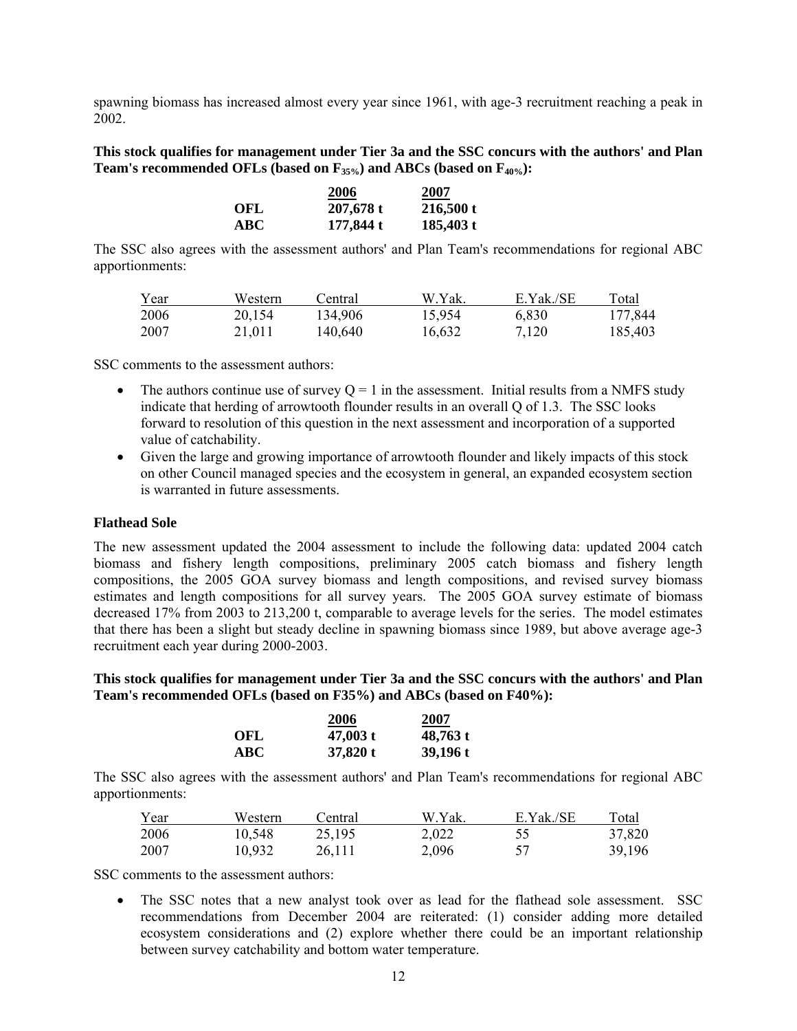spawning biomass has increased almost every year since 1961, with age-3 recruitment reaching a peak in 2002.

**This stock qualifies for management under Tier 3a and the SSC concurs with the authors' and Plan Team's recommended OFLs (based on $F_{35\%}$) and ABCs (based on $F_{40\%}$):**

| | 2006 | 2007 |
|---|---|---|
| **OFL** | **207,678 t** | **216,500 t** |
| **ABC** | **177,844 t** | **185,403 t** |

The SSC also agrees with the assessment authors' and Plan Team's recommendations for regional ABC apportionments:

| Year | Western | Central | W.Yak. | E.Yak./SE | Total |
|---|---|---|---|---|---|
| 2006 | 20,154 | 134,906 | 15,954 | 6,830 | 177,844 |
| 2007 | 21,011 | 140,640 | 16,632 | 7,120 | 185,403 |

SSC comments to the assessment authors:

- The authors continue use of survey Q = 1 in the assessment. Initial results from a NMFS study indicate that herding of arrowtooth flounder results in an overall Q of 1.3. The SSC looks forward to resolution of this question in the next assessment and incorporation of a supported value of catchability.
- Given the large and growing importance of arrowtooth flounder and likely impacts of this stock on other Council managed species and the ecosystem in general, an expanded ecosystem section is warranted in future assessments.

### Flathead Sole

The new assessment updated the 2004 assessment to include the following data: updated 2004 catch biomass and fishery length compositions, preliminary 2005 catch biomass and fishery length compositions, the 2005 GOA survey biomass and length compositions, and revised survey biomass estimates and length compositions for all survey years. The 2005 GOA survey estimate of biomass decreased 17% from 2003 to 213,200 t, comparable to average levels for the series. The model estimates that there has been a slight but steady decline in spawning biomass since 1989, but above average age-3 recruitment each year during 2000-2003.

**This stock qualifies for management under Tier 3a and the SSC concurs with the authors' and Plan Team's recommended OFLs (based on F35%) and ABCs (based on F40%):**

| | 2006 | 2007 |
|---|---|---|
| **OFL** | **47,003 t** | **48,763 t** |
| **ABC** | **37,820 t** | **39,196 t** |

The SSC also agrees with the assessment authors' and Plan Team's recommendations for regional ABC apportionments:

| Year | Western | Central | W.Yak. | E.Yak./SE | Total |
|---|---|---|---|---|---|
| 2006 | 10,548 | 25,195 | 2,022 | 55 | 37,820 |
| 2007 | 10,932 | 26,111 | 2,096 | 57 | 39,196 |

SSC comments to the assessment authors:

- The SSC notes that a new analyst took over as lead for the flathead sole assessment. SSC recommendations from December 2004 are reiterated: (1) consider adding more detailed ecosystem considerations and (2) explore whether there could be an important relationship between survey catchability and bottom water temperature.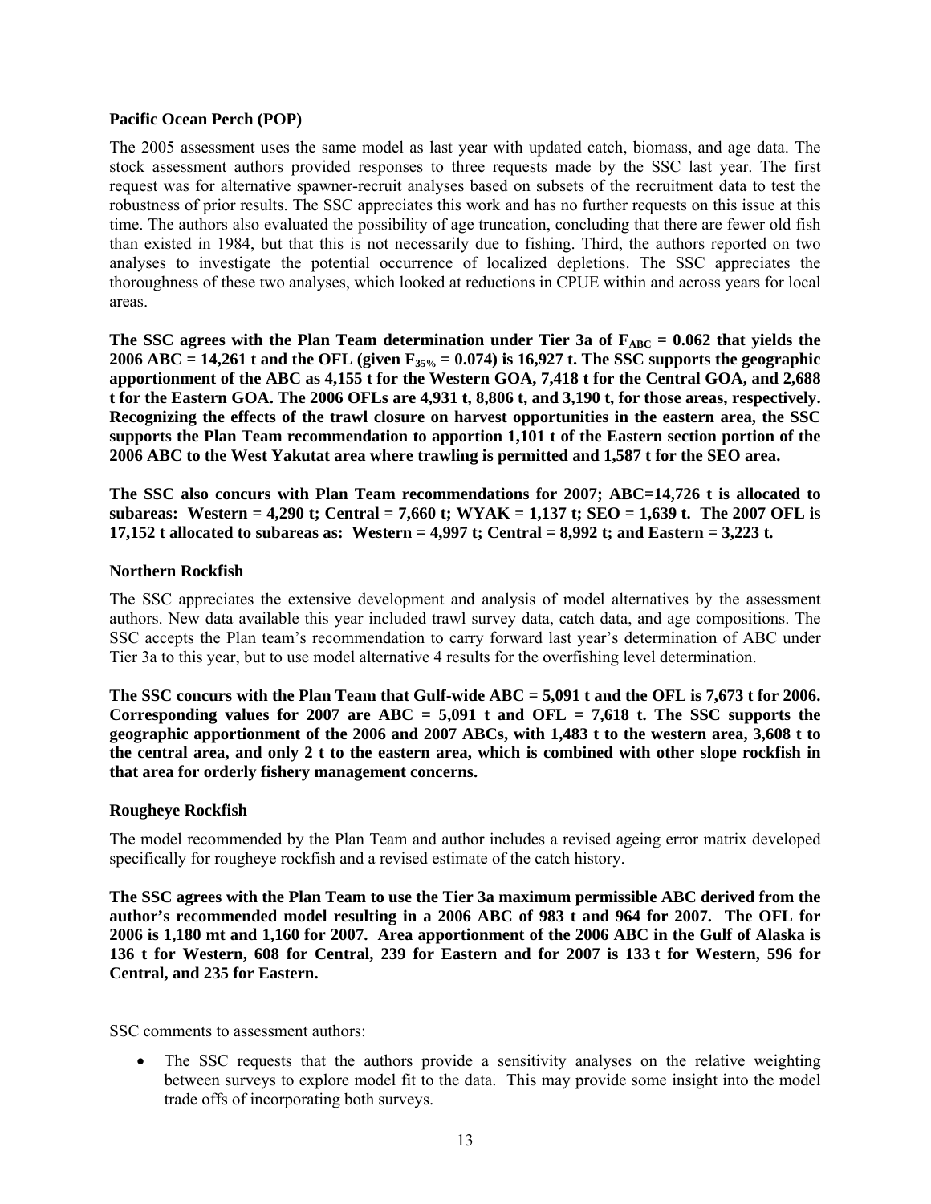### Pacific Ocean Perch (POP)

The 2005 assessment uses the same model as last year with updated catch, biomass, and age data. The stock assessment authors provided responses to three requests made by the SSC last year. The first request was for alternative spawner-recruit analyses based on subsets of the recruitment data to test the robustness of prior results. The SSC appreciates this work and has no further requests on this issue at this time. The authors also evaluated the possibility of age truncation, concluding that there are fewer old fish than existed in 1984, but that this is not necessarily due to fishing. Third, the authors reported on two analyses to investigate the potential occurrence of localized depletions. The SSC appreciates the thoroughness of these two analyses, which looked at reductions in CPUE within and across years for local areas.

**The SSC agrees with the Plan Team determination under Tier 3a of $F_{ABC}$ = 0.062 that yields the 2006 ABC = 14,261 t and the OFL (given $F_{35\%}$ = 0.074) is 16,927 t. The SSC supports the geographic apportionment of the ABC as 4,155 t for the Western GOA, 7,418 t for the Central GOA, and 2,688 t for the Eastern GOA. The 2006 OFLs are 4,931 t, 8,806 t, and 3,190 t, for those areas, respectively. Recognizing the effects of the trawl closure on harvest opportunities in the eastern area, the SSC supports the Plan Team recommendation to apportion 1,101 t of the Eastern section portion of the 2006 ABC to the West Yakutat area where trawling is permitted and 1,587 t for the SEO area.**

**The SSC also concurs with Plan Team recommendations for 2007; ABC=14,726 t is allocated to subareas: Western = 4,290 t; Central = 7,660 t; WYAK = 1,137 t; SEO = 1,639 t. The 2007 OFL is 17,152 t allocated to subareas as: Western = 4,997 t; Central = 8,992 t; and Eastern = 3,223 t.**

### Northern Rockfish

The SSC appreciates the extensive development and analysis of model alternatives by the assessment authors. New data available this year included trawl survey data, catch data, and age compositions. The SSC accepts the Plan team's recommendation to carry forward last year's determination of ABC under Tier 3a to this year, but to use model alternative 4 results for the overfishing level determination.

**The SSC concurs with the Plan Team that Gulf-wide ABC = 5,091 t and the OFL is 7,673 t for 2006. Corresponding values for 2007 are ABC = 5,091 t and OFL = 7,618 t. The SSC supports the geographic apportionment of the 2006 and 2007 ABCs, with 1,483 t to the western area, 3,608 t to the central area, and only 2 t to the eastern area, which is combined with other slope rockfish in that area for orderly fishery management concerns.**

### Rougheye Rockfish

The model recommended by the Plan Team and author includes a revised ageing error matrix developed specifically for rougheye rockfish and a revised estimate of the catch history.

**The SSC agrees with the Plan Team to use the Tier 3a maximum permissible ABC derived from the author's recommended model resulting in a 2006 ABC of 983 t and 964 for 2007. The OFL for 2006 is 1,180 mt and 1,160 for 2007. Area apportionment of the 2006 ABC in the Gulf of Alaska is 136 t for Western, 608 for Central, 239 for Eastern and for 2007 is 133 t for Western, 596 for Central, and 235 for Eastern.**

SSC comments to assessment authors:

- The SSC requests that the authors provide a sensitivity analyses on the relative weighting between surveys to explore model fit to the data. This may provide some insight into the model trade offs of incorporating both surveys.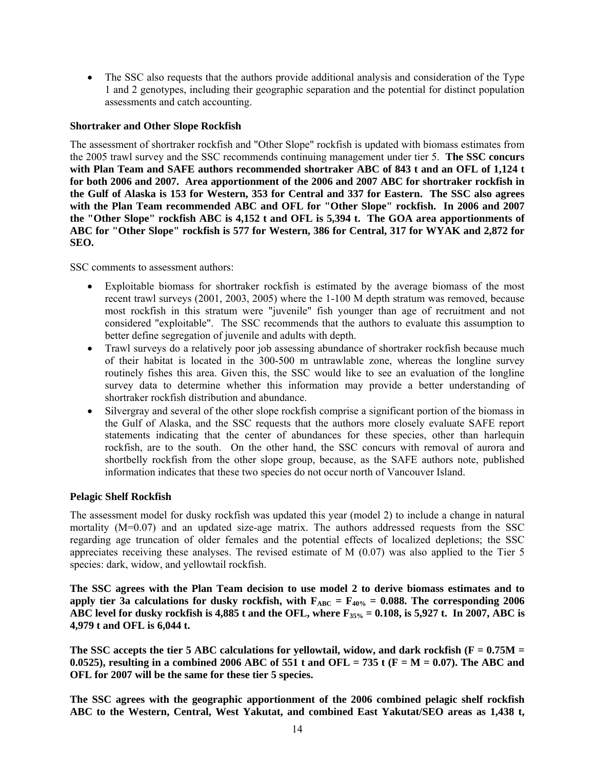- The SSC also requests that the authors provide additional analysis and consideration of the Type 1 and 2 genotypes, including their geographic separation and the potential for distinct population assessments and catch accounting.

### Shortraker and Other Slope Rockfish

The assessment of shortraker rockfish and "Other Slope" rockfish is updated with biomass estimates from the 2005 trawl survey and the SSC recommends continuing management under tier 5. **The SSC concurs with Plan Team and SAFE authors recommended shortraker ABC of 843 t and an OFL of 1,124 t for both 2006 and 2007. Area apportionment of the 2006 and 2007 ABC for shortraker rockfish in the Gulf of Alaska is 153 for Western, 353 for Central and 337 for Eastern. The SSC also agrees with the Plan Team recommended ABC and OFL for "Other Slope" rockfish. In 2006 and 2007 the "Other Slope" rockfish ABC is 4,152 t and OFL is 5,394 t. The GOA area apportionments of ABC for "Other Slope" rockfish is 577 for Western, 386 for Central, 317 for WYAK and 2,872 for SEO.**

SSC comments to assessment authors:

- Exploitable biomass for shortraker rockfish is estimated by the average biomass of the most recent trawl surveys (2001, 2003, 2005) where the 1-100 M depth stratum was removed, because most rockfish in this stratum were "juvenile" fish younger than age of recruitment and not considered "exploitable". The SSC recommends that the authors to evaluate this assumption to better define segregation of juvenile and adults with depth.
- Trawl surveys do a relatively poor job assessing abundance of shortraker rockfish because much of their habitat is located in the 300-500 m untrawlable zone, whereas the longline survey routinely fishes this area. Given this, the SSC would like to see an evaluation of the longline survey data to determine whether this information may provide a better understanding of shortraker rockfish distribution and abundance.
- Silvergray and several of the other slope rockfish comprise a significant portion of the biomass in the Gulf of Alaska, and the SSC requests that the authors more closely evaluate SAFE report statements indicating that the center of abundances for these species, other than harlequin rockfish, are to the south. On the other hand, the SSC concurs with removal of aurora and shortbelly rockfish from the other slope group, because, as the SAFE authors note, published information indicates that these two species do not occur north of Vancouver Island.

### Pelagic Shelf Rockfish

The assessment model for dusky rockfish was updated this year (model 2) to include a change in natural mortality (M=0.07) and an updated size-age matrix. The authors addressed requests from the SSC regarding age truncation of older females and the potential effects of localized depletions; the SSC appreciates receiving these analyses. The revised estimate of M (0.07) was also applied to the Tier 5 species: dark, widow, and yellowtail rockfish.

**The SSC agrees with the Plan Team decision to use model 2 to derive biomass estimates and to apply tier 3a calculations for dusky rockfish, with $F_{ABC} = F_{40\%} = 0.088$. The corresponding 2006 ABC level for dusky rockfish is 4,885 t and the OFL, where $F_{35\%} = 0.108$, is 5,927 t. In 2007, ABC is 4,979 t and OFL is 6,044 t.**

**The SSC accepts the tier 5 ABC calculations for yellowtail, widow, and dark rockfish ($F = 0.75M = 0.0525$), resulting in a combined 2006 ABC of 551 t and OFL = 735 t ($F = M = 0.07$). The ABC and OFL for 2007 will be the same for these tier 5 species.**

**The SSC agrees with the geographic apportionment of the 2006 combined pelagic shelf rockfish ABC to the Western, Central, West Yakutat, and combined East Yakutat/SEO areas as 1,438 t,**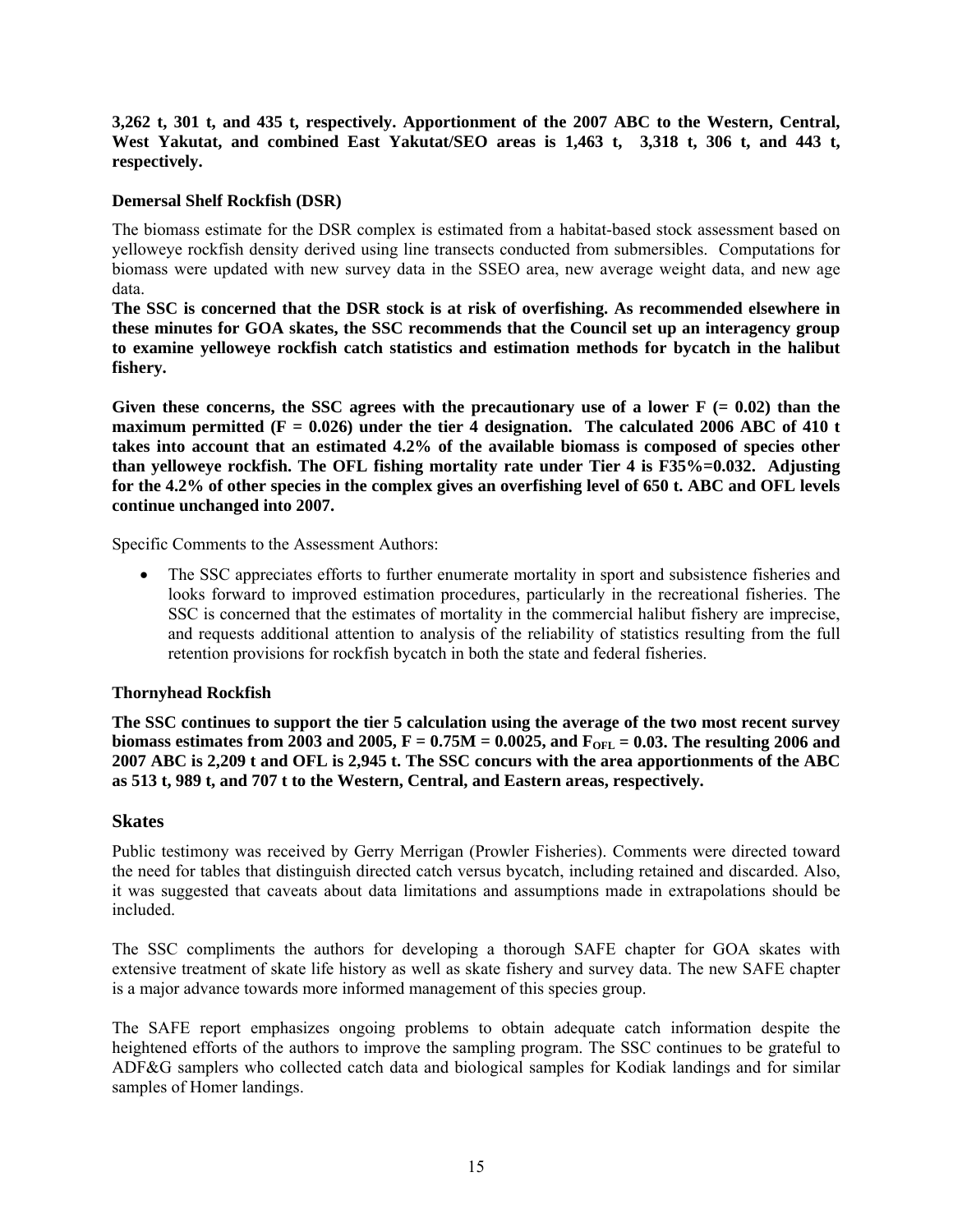**3,262 t, 301 t, and 435 t, respectively. Apportionment of the 2007 ABC to the Western, Central, West Yakutat, and combined East Yakutat/SEO areas is 1,463 t, 3,318 t, 306 t, and 443 t, respectively.**

#### Demersal Shelf Rockfish (DSR)

The biomass estimate for the DSR complex is estimated from a habitat-based stock assessment based on yelloweye rockfish density derived using line transects conducted from submersibles. Computations for biomass were updated with new survey data in the SSEO area, new average weight data, and new age data.

**The SSC is concerned that the DSR stock is at risk of overfishing. As recommended elsewhere in these minutes for GOA skates, the SSC recommends that the Council set up an interagency group to examine yelloweye rockfish catch statistics and estimation methods for bycatch in the halibut fishery.**

**Given these concerns, the SSC agrees with the precautionary use of a lower F (= 0.02) than the maximum permitted (F = 0.026) under the tier 4 designation. The calculated 2006 ABC of 410 t takes into account that an estimated 4.2% of the available biomass is composed of species other than yelloweye rockfish. The OFL fishing mortality rate under Tier 4 is F35%=0.032. Adjusting for the 4.2% of other species in the complex gives an overfishing level of 650 t. ABC and OFL levels continue unchanged into 2007.**

Specific Comments to the Assessment Authors:

- The SSC appreciates efforts to further enumerate mortality in sport and subsistence fisheries and looks forward to improved estimation procedures, particularly in the recreational fisheries. The SSC is concerned that the estimates of mortality in the commercial halibut fishery are imprecise, and requests additional attention to analysis of the reliability of statistics resulting from the full retention provisions for rockfish bycatch in both the state and federal fisheries.

#### Thornyhead Rockfish

**The SSC continues to support the tier 5 calculation using the average of the two most recent survey biomass estimates from 2003 and 2005, F = 0.75M = 0.0025, and $F_{OFL}$ = 0.03. The resulting 2006 and 2007 ABC is 2,209 t and OFL is 2,945 t. The SSC concurs with the area apportionments of the ABC as 513 t, 989 t, and 707 t to the Western, Central, and Eastern areas, respectively.**

### Skates

Public testimony was received by Gerry Merrigan (Prowler Fisheries). Comments were directed toward the need for tables that distinguish directed catch versus bycatch, including retained and discarded. Also, it was suggested that caveats about data limitations and assumptions made in extrapolations should be included.

The SSC compliments the authors for developing a thorough SAFE chapter for GOA skates with extensive treatment of skate life history as well as skate fishery and survey data. The new SAFE chapter is a major advance towards more informed management of this species group.

The SAFE report emphasizes ongoing problems to obtain adequate catch information despite the heightened efforts of the authors to improve the sampling program. The SSC continues to be grateful to ADF&G samplers who collected catch data and biological samples for Kodiak landings and for similar samples of Homer landings.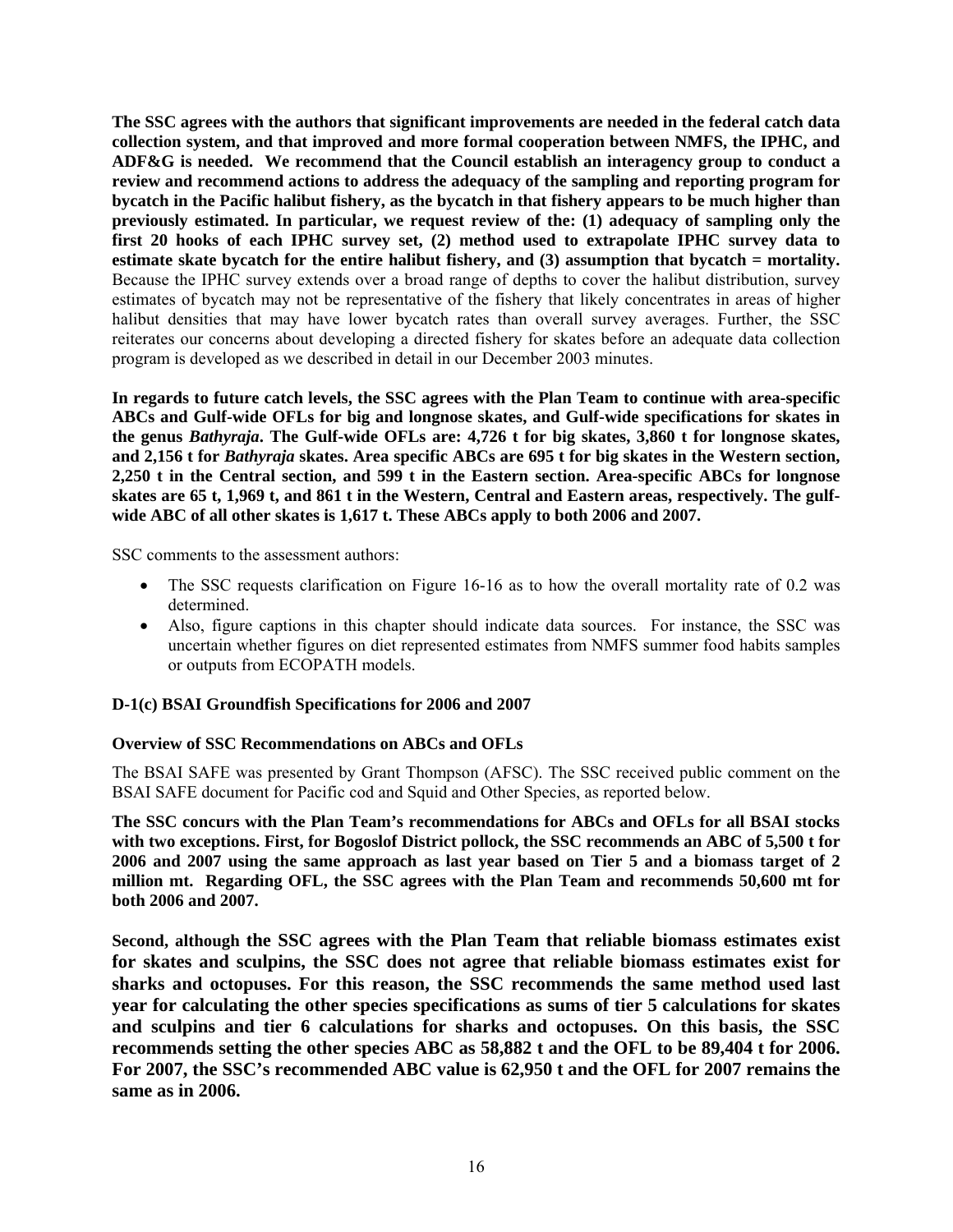**The SSC agrees with the authors that significant improvements are needed in the federal catch data collection system, and that improved and more formal cooperation between NMFS, the IPHC, and ADF&G is needed. We recommend that the Council establish an interagency group to conduct a review and recommend actions to address the adequacy of the sampling and reporting program for bycatch in the Pacific halibut fishery, as the bycatch in that fishery appears to be much higher than previously estimated. In particular, we request review of the: (1) adequacy of sampling only the first 20 hooks of each IPHC survey set, (2) method used to extrapolate IPHC survey data to estimate skate bycatch for the entire halibut fishery, and (3) assumption that bycatch = mortality.** Because the IPHC survey extends over a broad range of depths to cover the halibut distribution, survey estimates of bycatch may not be representative of the fishery that likely concentrates in areas of higher halibut densities that may have lower bycatch rates than overall survey averages. Further, the SSC reiterates our concerns about developing a directed fishery for skates before an adequate data collection program is developed as we described in detail in our December 2003 minutes.

**In regards to future catch levels, the SSC agrees with the Plan Team to continue with area-specific ABCs and Gulf-wide OFLs for big and longnose skates, and Gulf-wide specifications for skates in the genus *Bathyraja*. The Gulf-wide OFLs are: 4,726 t for big skates, 3,860 t for longnose skates, and 2,156 t for *Bathyraja* skates. Area specific ABCs are 695 t for big skates in the Western section, 2,250 t in the Central section, and 599 t in the Eastern section. Area-specific ABCs for longnose skates are 65 t, 1,969 t, and 861 t in the Western, Central and Eastern areas, respectively. The gulf-wide ABC of all other skates is 1,617 t. These ABCs apply to both 2006 and 2007.**

SSC comments to the assessment authors:

- The SSC requests clarification on Figure 16-16 as to how the overall mortality rate of 0.2 was determined.
- Also, figure captions in this chapter should indicate data sources. For instance, the SSC was uncertain whether figures on diet represented estimates from NMFS summer food habits samples or outputs from ECOPATH models.

### D-1(c) BSAI Groundfish Specifications for 2006 and 2007

#### Overview of SSC Recommendations on ABCs and OFLs

The BSAI SAFE was presented by Grant Thompson (AFSC). The SSC received public comment on the BSAI SAFE document for Pacific cod and Squid and Other Species, as reported below.

**The SSC concurs with the Plan Team's recommendations for ABCs and OFLs for all BSAI stocks with two exceptions. First, for Bogoslof District pollock, the SSC recommends an ABC of 5,500 t for 2006 and 2007 using the same approach as last year based on Tier 5 and a biomass target of 2 million mt. Regarding OFL, the SSC agrees with the Plan Team and recommends 50,600 mt for both 2006 and 2007.**

**Second, although the SSC agrees with the Plan Team that reliable biomass estimates exist for skates and sculpins, the SSC does not agree that reliable biomass estimates exist for sharks and octopuses. For this reason, the SSC recommends the same method used last year for calculating the other species specifications as sums of tier 5 calculations for skates and sculpins and tier 6 calculations for sharks and octopuses. On this basis, the SSC recommends setting the other species ABC as 58,882 t and the OFL to be 89,404 t for 2006. For 2007, the SSC's recommended ABC value is 62,950 t and the OFL for 2007 remains the same as in 2006.**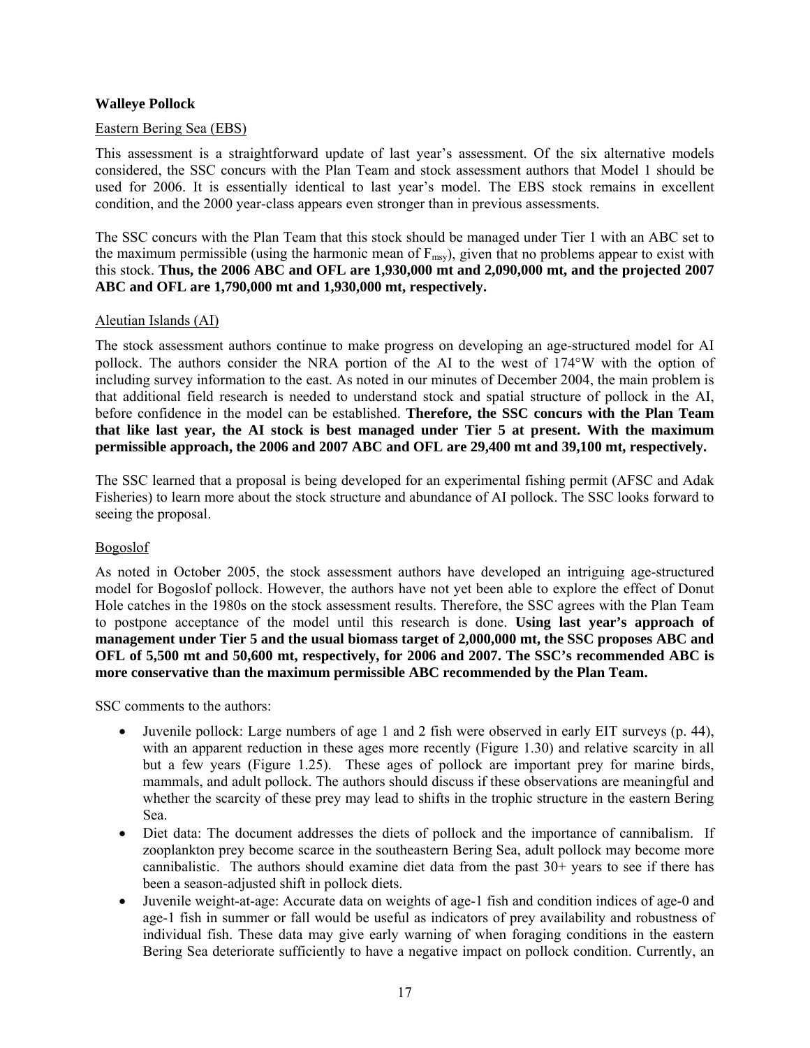### Walleye Pollock

Eastern Bering Sea (EBS)

This assessment is a straightforward update of last year's assessment. Of the six alternative models considered, the SSC concurs with the Plan Team and stock assessment authors that Model 1 should be used for 2006. It is essentially identical to last year's model. The EBS stock remains in excellent condition, and the 2000 year-class appears even stronger than in previous assessments.

The SSC concurs with the Plan Team that this stock should be managed under Tier 1 with an ABC set to the maximum permissible (using the harmonic mean of $F_{msy}$), given that no problems appear to exist with this stock. **Thus, the 2006 ABC and OFL are 1,930,000 mt and 2,090,000 mt, and the projected 2007 ABC and OFL are 1,790,000 mt and 1,930,000 mt, respectively.**

Aleutian Islands (AI)

The stock assessment authors continue to make progress on developing an age-structured model for AI pollock. The authors consider the NRA portion of the AI to the west of 174°W with the option of including survey information to the east. As noted in our minutes of December 2004, the main problem is that additional field research is needed to understand stock and spatial structure of pollock in the AI, before confidence in the model can be established. **Therefore, the SSC concurs with the Plan Team that like last year, the AI stock is best managed under Tier 5 at present. With the maximum permissible approach, the 2006 and 2007 ABC and OFL are 29,400 mt and 39,100 mt, respectively.**

The SSC learned that a proposal is being developed for an experimental fishing permit (AFSC and Adak Fisheries) to learn more about the stock structure and abundance of AI pollock. The SSC looks forward to seeing the proposal.

Bogoslof

As noted in October 2005, the stock assessment authors have developed an intriguing age-structured model for Bogoslof pollock. However, the authors have not yet been able to explore the effect of Donut Hole catches in the 1980s on the stock assessment results. Therefore, the SSC agrees with the Plan Team to postpone acceptance of the model until this research is done. **Using last year's approach of management under Tier 5 and the usual biomass target of 2,000,000 mt, the SSC proposes ABC and OFL of 5,500 mt and 50,600 mt, respectively, for 2006 and 2007. The SSC's recommended ABC is more conservative than the maximum permissible ABC recommended by the Plan Team.**

SSC comments to the authors:

- Juvenile pollock: Large numbers of age 1 and 2 fish were observed in early EIT surveys (p. 44), with an apparent reduction in these ages more recently (Figure 1.30) and relative scarcity in all but a few years (Figure 1.25). These ages of pollock are important prey for marine birds, mammals, and adult pollock. The authors should discuss if these observations are meaningful and whether the scarcity of these prey may lead to shifts in the trophic structure in the eastern Bering Sea.
- Diet data: The document addresses the diets of pollock and the importance of cannibalism. If zooplankton prey become scarce in the southeastern Bering Sea, adult pollock may become more cannibalistic. The authors should examine diet data from the past 30+ years to see if there has been a season-adjusted shift in pollock diets.
- Juvenile weight-at-age: Accurate data on weights of age-1 fish and condition indices of age-0 and age-1 fish in summer or fall would be useful as indicators of prey availability and robustness of individual fish. These data may give early warning of when foraging conditions in the eastern Bering Sea deteriorate sufficiently to have a negative impact on pollock condition. Currently, an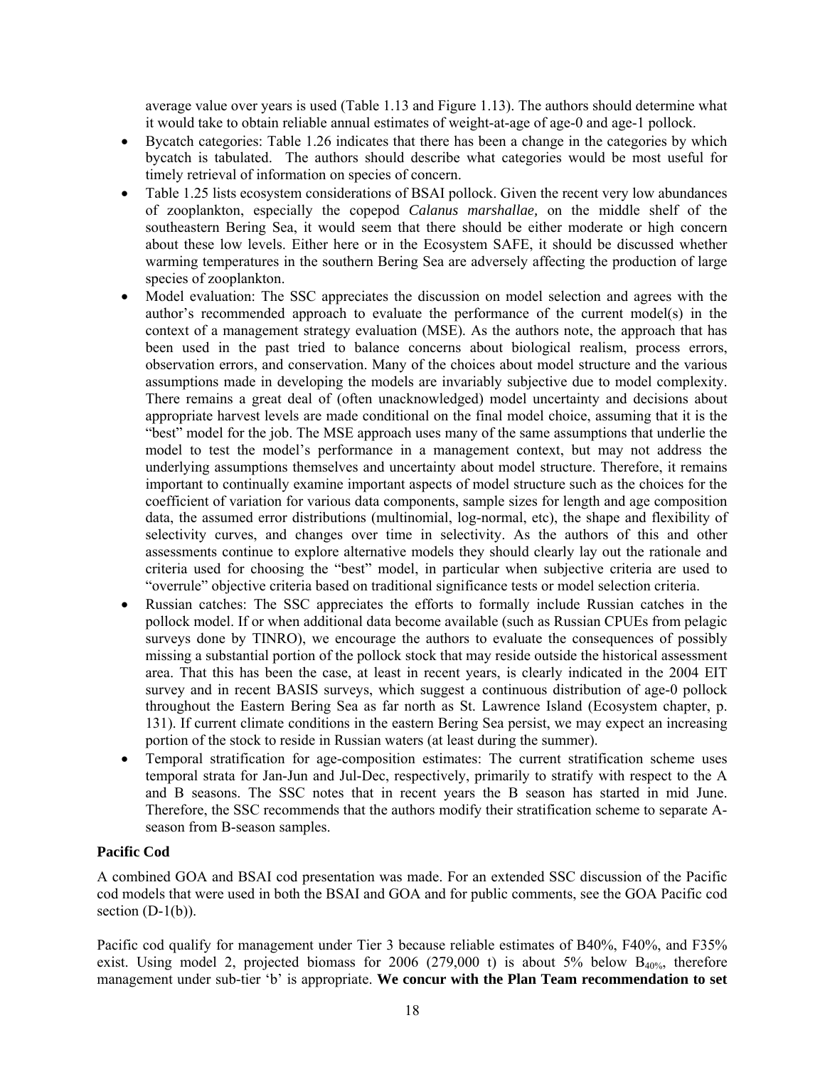average value over years is used (Table 1.13 and Figure 1.13). The authors should determine what it would take to obtain reliable annual estimates of weight-at-age of age-0 and age-1 pollock.

- Bycatch categories: Table 1.26 indicates that there has been a change in the categories by which bycatch is tabulated. The authors should describe what categories would be most useful for timely retrieval of information on species of concern.
- Table 1.25 lists ecosystem considerations of BSAI pollock. Given the recent very low abundances of zooplankton, especially the copepod *Calanus marshallae,* on the middle shelf of the southeastern Bering Sea, it would seem that there should be either moderate or high concern about these low levels. Either here or in the Ecosystem SAFE, it should be discussed whether warming temperatures in the southern Bering Sea are adversely affecting the production of large species of zooplankton.
- Model evaluation: The SSC appreciates the discussion on model selection and agrees with the author's recommended approach to evaluate the performance of the current model(s) in the context of a management strategy evaluation (MSE). As the authors note, the approach that has been used in the past tried to balance concerns about biological realism, process errors, observation errors, and conservation. Many of the choices about model structure and the various assumptions made in developing the models are invariably subjective due to model complexity. There remains a great deal of (often unacknowledged) model uncertainty and decisions about appropriate harvest levels are made conditional on the final model choice, assuming that it is the "best" model for the job. The MSE approach uses many of the same assumptions that underlie the model to test the model's performance in a management context, but may not address the underlying assumptions themselves and uncertainty about model structure. Therefore, it remains important to continually examine important aspects of model structure such as the choices for the coefficient of variation for various data components, sample sizes for length and age composition data, the assumed error distributions (multinomial, log-normal, etc), the shape and flexibility of selectivity curves, and changes over time in selectivity. As the authors of this and other assessments continue to explore alternative models they should clearly lay out the rationale and criteria used for choosing the "best" model, in particular when subjective criteria are used to "overrule" objective criteria based on traditional significance tests or model selection criteria.
- Russian catches: The SSC appreciates the efforts to formally include Russian catches in the pollock model. If or when additional data become available (such as Russian CPUEs from pelagic surveys done by TINRO), we encourage the authors to evaluate the consequences of possibly missing a substantial portion of the pollock stock that may reside outside the historical assessment area. That this has been the case, at least in recent years, is clearly indicated in the 2004 EIT survey and in recent BASIS surveys, which suggest a continuous distribution of age-0 pollock throughout the Eastern Bering Sea as far north as St. Lawrence Island (Ecosystem chapter, p. 131). If current climate conditions in the eastern Bering Sea persist, we may expect an increasing portion of the stock to reside in Russian waters (at least during the summer).
- Temporal stratification for age-composition estimates: The current stratification scheme uses temporal strata for Jan-Jun and Jul-Dec, respectively, primarily to stratify with respect to the A and B seasons. The SSC notes that in recent years the B season has started in mid June. Therefore, the SSC recommends that the authors modify their stratification scheme to separate A-season from B-season samples.

**Pacific Cod**

A combined GOA and BSAI cod presentation was made. For an extended SSC discussion of the Pacific cod models that were used in both the BSAI and GOA and for public comments, see the GOA Pacific cod section (D-1(b)).

Pacific cod qualify for management under Tier 3 because reliable estimates of B40%, F40%, and F35% exist. Using model 2, projected biomass for 2006 (279,000 t) is about 5% below $B_{40\%}$, therefore management under sub-tier 'b' is appropriate. **We concur with the Plan Team recommendation to set**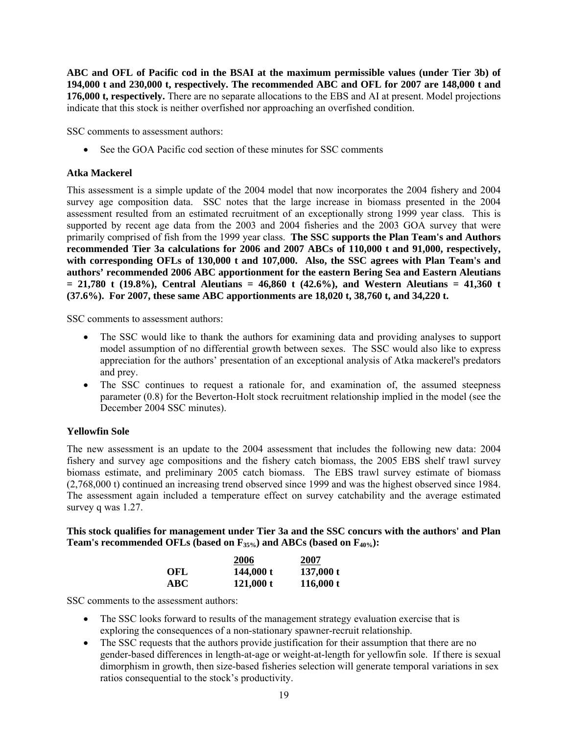**ABC and OFL of Pacific cod in the BSAI at the maximum permissible values (under Tier 3b) of 194,000 t and 230,000 t, respectively. The recommended ABC and OFL for 2007 are 148,000 t and 176,000 t, respectively.** There are no separate allocations to the EBS and AI at present. Model projections indicate that this stock is neither overfished nor approaching an overfished condition.

SSC comments to assessment authors:

- See the GOA Pacific cod section of these minutes for SSC comments

### Atka Mackerel

This assessment is a simple update of the 2004 model that now incorporates the 2004 fishery and 2004 survey age composition data. SSC notes that the large increase in biomass presented in the 2004 assessment resulted from an estimated recruitment of an exceptionally strong 1999 year class. This is supported by recent age data from the 2003 and 2004 fisheries and the 2003 GOA survey that were primarily comprised of fish from the 1999 year class. **The SSC supports the Plan Team's and Authors recommended Tier 3a calculations for 2006 and 2007 ABCs of 110,000 t and 91,000, respectively, with corresponding OFLs of 130,000 t and 107,000. Also, the SSC agrees with Plan Team's and authors' recommended 2006 ABC apportionment for the eastern Bering Sea and Eastern Aleutians = 21,780 t (19.8%), Central Aleutians = 46,860 t (42.6%), and Western Aleutians = 41,360 t (37.6%). For 2007, these same ABC apportionments are 18,020 t, 38,760 t, and 34,220 t.**

SSC comments to assessment authors:

- The SSC would like to thank the authors for examining data and providing analyses to support model assumption of no differential growth between sexes. The SSC would also like to express appreciation for the authors' presentation of an exceptional analysis of Atka mackerel's predators and prey.
- The SSC continues to request a rationale for, and examination of, the assumed steepness parameter (0.8) for the Beverton-Holt stock recruitment relationship implied in the model (see the December 2004 SSC minutes).

### Yellowfin Sole

The new assessment is an update to the 2004 assessment that includes the following new data: 2004 fishery and survey age compositions and the fishery catch biomass, the 2005 EBS shelf trawl survey biomass estimate, and preliminary 2005 catch biomass. The EBS trawl survey estimate of biomass (2,768,000 t) continued an increasing trend observed since 1999 and was the highest observed since 1984. The assessment again included a temperature effect on survey catchability and the average estimated survey q was 1.27.

**This stock qualifies for management under Tier 3a and the SSC concurs with the authors' and Plan Team's recommended OFLs (based on $F_{35\%}$) and ABCs (based on $F_{40\%}$):**

| | 2006 | 2007 |
|---|---|---|
| **OFL** | **144,000 t** | **137,000 t** |
| **ABC** | **121,000 t** | **116,000 t** |

SSC comments to the assessment authors:

- The SSC looks forward to results of the management strategy evaluation exercise that is exploring the consequences of a non-stationary spawner-recruit relationship.
- The SSC requests that the authors provide justification for their assumption that there are no gender-based differences in length-at-age or weight-at-length for yellowfin sole. If there is sexual dimorphism in growth, then size-based fisheries selection will generate temporal variations in sex ratios consequential to the stock's productivity.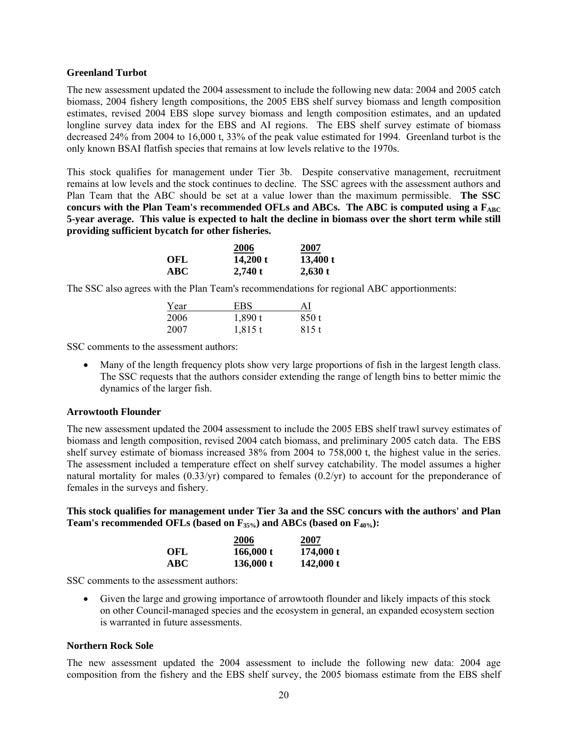### Greenland Turbot

The new assessment updated the 2004 assessment to include the following new data: 2004 and 2005 catch biomass, 2004 fishery length compositions, the 2005 EBS shelf survey biomass and length composition estimates, revised 2004 EBS slope survey biomass and length composition estimates, and an updated longline survey data index for the EBS and AI regions. The EBS shelf survey estimate of biomass decreased 24% from 2004 to 16,000 t, 33% of the peak value estimated for 1994. Greenland turbot is the only known BSAI flatfish species that remains at low levels relative to the 1970s.

This stock qualifies for management under Tier 3b. Despite conservative management, recruitment remains at low levels and the stock continues to decline. The SSC agrees with the assessment authors and Plan Team that the ABC should be set at a value lower than the maximum permissible. **The SSC concurs with the Plan Team's recommended OFLs and ABCs. The ABC is computed using a $F_{ABC}$ 5-year average. This value is expected to halt the decline in biomass over the short term while still providing sufficient bycatch for other fisheries.**

| | 2006 | 2007 |
|---|---|---|
| **OFL** | **14,200 t** | **13,400 t** |
| **ABC** | **2,740 t** | **2,630 t** |

The SSC also agrees with the Plan Team's recommendations for regional ABC apportionments:

| Year | EBS | AI |
|---|---|---|
| 2006 | 1,890 t | 850 t |
| 2007 | 1,815 t | 815 t |

SSC comments to the assessment authors:

- Many of the length frequency plots show very large proportions of fish in the largest length class. The SSC requests that the authors consider extending the range of length bins to better mimic the dynamics of the larger fish.

### Arrowtooth Flounder

The new assessment updated the 2004 assessment to include the 2005 EBS shelf trawl survey estimates of biomass and length composition, revised 2004 catch biomass, and preliminary 2005 catch data. The EBS shelf survey estimate of biomass increased 38% from 2004 to 758,000 t, the highest value in the series. The assessment included a temperature effect on shelf survey catchability. The model assumes a higher natural mortality for males (0.33/yr) compared to females (0.2/yr) to account for the preponderance of females in the surveys and fishery.

**This stock qualifies for management under Tier 3a and the SSC concurs with the authors' and Plan Team's recommended OFLs (based on $F_{35\%}$) and ABCs (based on $F_{40\%}$):**

| | 2006 | 2007 |
|---|---|---|
| **OFL** | **166,000 t** | **174,000 t** |
| **ABC** | **136,000 t** | **142,000 t** |

SSC comments to the assessment authors:

- Given the large and growing importance of arrowtooth flounder and likely impacts of this stock on other Council-managed species and the ecosystem in general, an expanded ecosystem section is warranted in future assessments.

### Northern Rock Sole

The new assessment updated the 2004 assessment to include the following new data: 2004 age composition from the fishery and the EBS shelf survey, the 2005 biomass estimate from the EBS shelf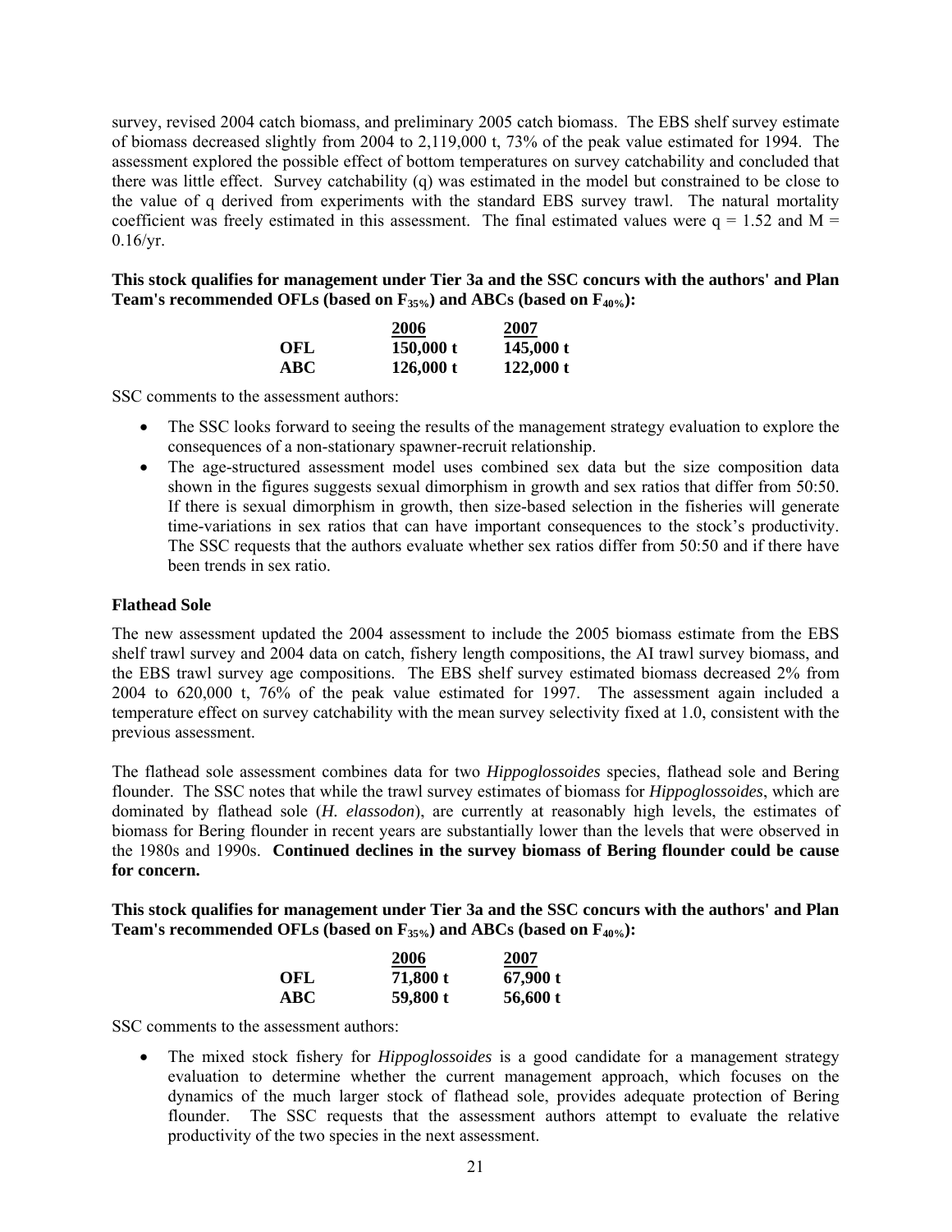survey, revised 2004 catch biomass, and preliminary 2005 catch biomass. The EBS shelf survey estimate of biomass decreased slightly from 2004 to 2,119,000 t, 73% of the peak value estimated for 1994. The assessment explored the possible effect of bottom temperatures on survey catchability and concluded that there was little effect. Survey catchability (q) was estimated in the model but constrained to be close to the value of q derived from experiments with the standard EBS survey trawl. The natural mortality coefficient was freely estimated in this assessment. The final estimated values were $q = 1.52$ and $M = 0.16$/yr.

**This stock qualifies for management under Tier 3a and the SSC concurs with the authors' and Plan Team's recommended OFLs (based on $F_{35\%}$) and ABCs (based on $F_{40\%}$):**

| | 2006 | 2007 |
|---|---|---|
| **OFL** | **150,000 t** | **145,000 t** |
| **ABC** | **126,000 t** | **122,000 t** |

SSC comments to the assessment authors:

- The SSC looks forward to seeing the results of the management strategy evaluation to explore the consequences of a non-stationary spawner-recruit relationship.
- The age-structured assessment model uses combined sex data but the size composition data shown in the figures suggests sexual dimorphism in growth and sex ratios that differ from 50:50. If there is sexual dimorphism in growth, then size-based selection in the fisheries will generate time-variations in sex ratios that can have important consequences to the stock's productivity. The SSC requests that the authors evaluate whether sex ratios differ from 50:50 and if there have been trends in sex ratio.

### Flathead Sole

The new assessment updated the 2004 assessment to include the 2005 biomass estimate from the EBS shelf trawl survey and 2004 data on catch, fishery length compositions, the AI trawl survey biomass, and the EBS trawl survey age compositions. The EBS shelf survey estimated biomass decreased 2% from 2004 to 620,000 t, 76% of the peak value estimated for 1997. The assessment again included a temperature effect on survey catchability with the mean survey selectivity fixed at 1.0, consistent with the previous assessment.

The flathead sole assessment combines data for two *Hippoglossoides* species, flathead sole and Bering flounder. The SSC notes that while the trawl survey estimates of biomass for *Hippoglossoides*, which are dominated by flathead sole (*H. elassodon*), are currently at reasonably high levels, the estimates of biomass for Bering flounder in recent years are substantially lower than the levels that were observed in the 1980s and 1990s. **Continued declines in the survey biomass of Bering flounder could be cause for concern.**

**This stock qualifies for management under Tier 3a and the SSC concurs with the authors' and Plan Team's recommended OFLs (based on $F_{35\%}$) and ABCs (based on $F_{40\%}$):**

| | 2006 | 2007 |
|---|---|---|
| **OFL** | **71,800 t** | **67,900 t** |
| **ABC** | **59,800 t** | **56,600 t** |

SSC comments to the assessment authors:

- The mixed stock fishery for *Hippoglossoides* is a good candidate for a management strategy evaluation to determine whether the current management approach, which focuses on the dynamics of the much larger stock of flathead sole, provides adequate protection of Bering flounder. The SSC requests that the assessment authors attempt to evaluate the relative productivity of the two species in the next assessment.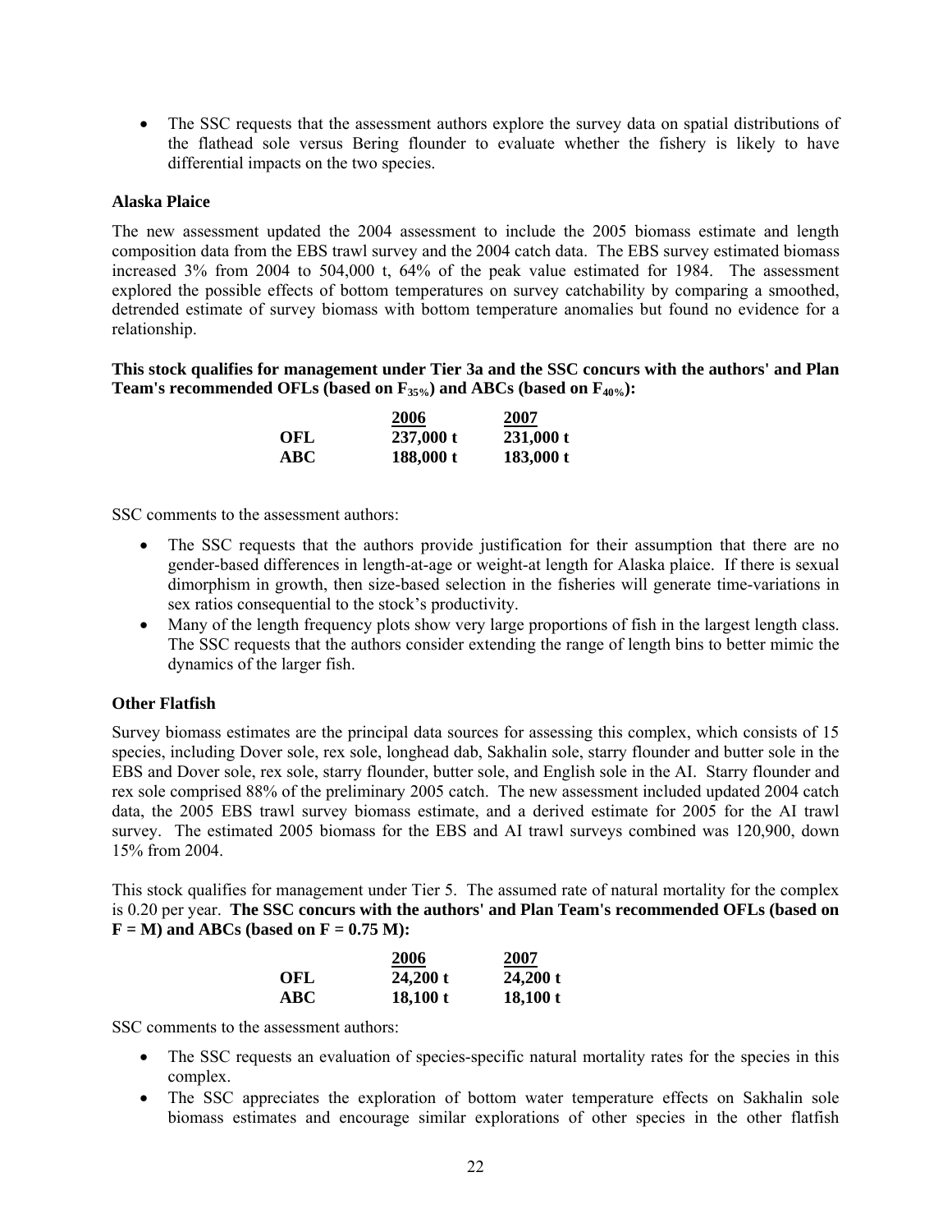- The SSC requests that the assessment authors explore the survey data on spatial distributions of the flathead sole versus Bering flounder to evaluate whether the fishery is likely to have differential impacts on the two species.

### Alaska Plaice

The new assessment updated the 2004 assessment to include the 2005 biomass estimate and length composition data from the EBS trawl survey and the 2004 catch data. The EBS survey estimated biomass increased 3% from 2004 to 504,000 t, 64% of the peak value estimated for 1984. The assessment explored the possible effects of bottom temperatures on survey catchability by comparing a smoothed, detrended estimate of survey biomass with bottom temperature anomalies but found no evidence for a relationship.

**This stock qualifies for management under Tier 3a and the SSC concurs with the authors' and Plan Team's recommended OFLs (based on $F_{35\%}$) and ABCs (based on $F_{40\%}$):**

| | 2006 | 2007 |
|---|---|---|
| **OFL** | **237,000 t** | **231,000 t** |
| **ABC** | **188,000 t** | **183,000 t** |

SSC comments to the assessment authors:

- The SSC requests that the authors provide justification for their assumption that there are no gender-based differences in length-at-age or weight-at length for Alaska plaice. If there is sexual dimorphism in growth, then size-based selection in the fisheries will generate time-variations in sex ratios consequential to the stock's productivity.
- Many of the length frequency plots show very large proportions of fish in the largest length class. The SSC requests that the authors consider extending the range of length bins to better mimic the dynamics of the larger fish.

### Other Flatfish

Survey biomass estimates are the principal data sources for assessing this complex, which consists of 15 species, including Dover sole, rex sole, longhead dab, Sakhalin sole, starry flounder and butter sole in the EBS and Dover sole, rex sole, starry flounder, butter sole, and English sole in the AI. Starry flounder and rex sole comprised 88% of the preliminary 2005 catch. The new assessment included updated 2004 catch data, the 2005 EBS trawl survey biomass estimate, and a derived estimate for 2005 for the AI trawl survey. The estimated 2005 biomass for the EBS and AI trawl surveys combined was 120,900, down 15% from 2004.

This stock qualifies for management under Tier 5. The assumed rate of natural mortality for the complex is 0.20 per year. **The SSC concurs with the authors' and Plan Team's recommended OFLs (based on $F = M$) and ABCs (based on $F = 0.75\ M$):**

| | 2006 | 2007 |
|---|---|---|
| **OFL** | **24,200 t** | **24,200 t** |
| **ABC** | **18,100 t** | **18,100 t** |

SSC comments to the assessment authors:

- The SSC requests an evaluation of species-specific natural mortality rates for the species in this complex.
- The SSC appreciates the exploration of bottom water temperature effects on Sakhalin sole biomass estimates and encourage similar explorations of other species in the other flatfish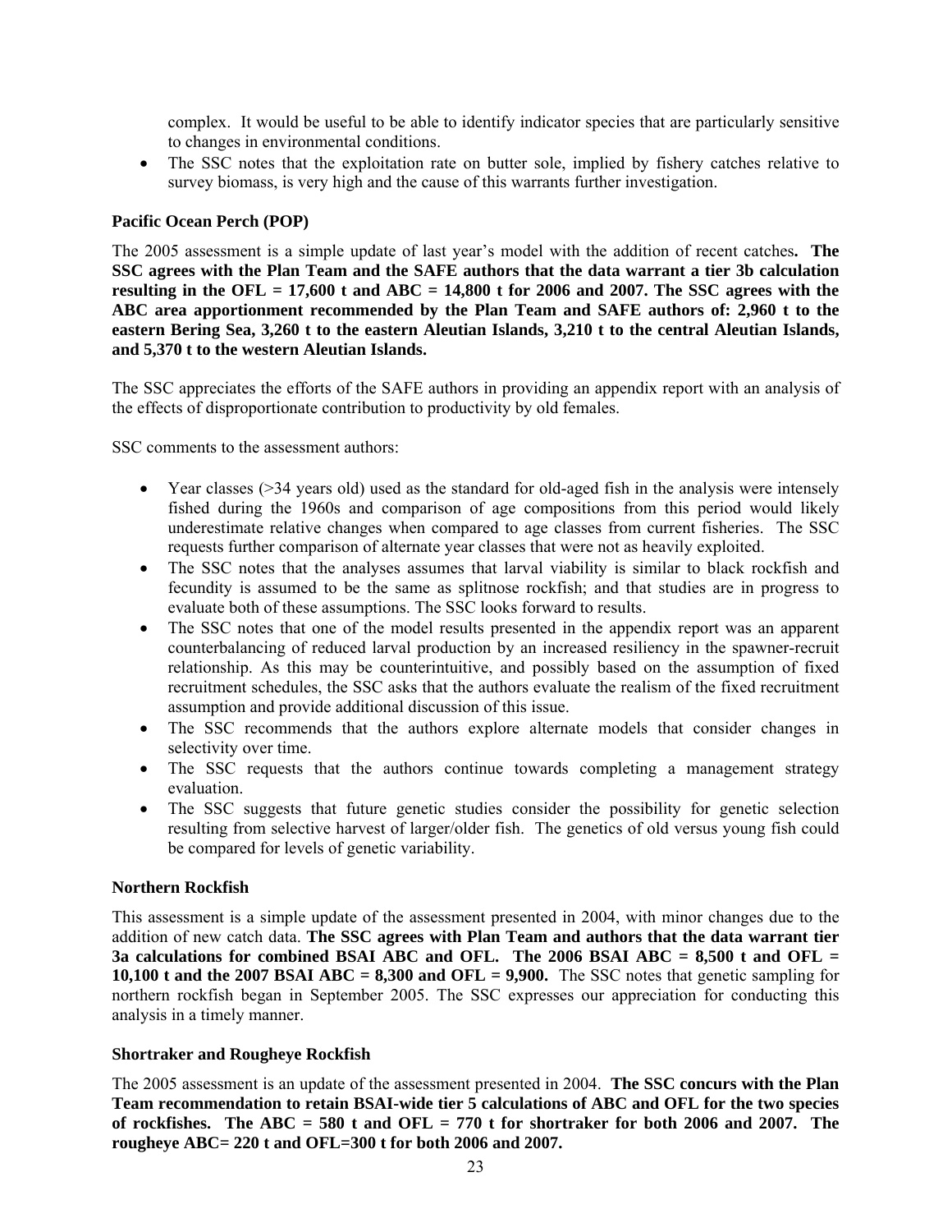complex. It would be useful to be able to identify indicator species that are particularly sensitive to changes in environmental conditions.

- The SSC notes that the exploitation rate on butter sole, implied by fishery catches relative to survey biomass, is very high and the cause of this warrants further investigation.

**Pacific Ocean Perch (POP)**

The 2005 assessment is a simple update of last year's model with the addition of recent catches**. The SSC agrees with the Plan Team and the SAFE authors that the data warrant a tier 3b calculation resulting in the OFL = 17,600 t and ABC = 14,800 t for 2006 and 2007. The SSC agrees with the ABC area apportionment recommended by the Plan Team and SAFE authors of: 2,960 t to the eastern Bering Sea, 3,260 t to the eastern Aleutian Islands, 3,210 t to the central Aleutian Islands, and 5,370 t to the western Aleutian Islands.**

The SSC appreciates the efforts of the SAFE authors in providing an appendix report with an analysis of the effects of disproportionate contribution to productivity by old females.

SSC comments to the assessment authors:

- Year classes (>34 years old) used as the standard for old-aged fish in the analysis were intensely fished during the 1960s and comparison of age compositions from this period would likely underestimate relative changes when compared to age classes from current fisheries. The SSC requests further comparison of alternate year classes that were not as heavily exploited.
- The SSC notes that the analyses assumes that larval viability is similar to black rockfish and fecundity is assumed to be the same as splitnose rockfish; and that studies are in progress to evaluate both of these assumptions. The SSC looks forward to results.
- The SSC notes that one of the model results presented in the appendix report was an apparent counterbalancing of reduced larval production by an increased resiliency in the spawner-recruit relationship. As this may be counterintuitive, and possibly based on the assumption of fixed recruitment schedules, the SSC asks that the authors evaluate the realism of the fixed recruitment assumption and provide additional discussion of this issue.
- The SSC recommends that the authors explore alternate models that consider changes in selectivity over time.
- The SSC requests that the authors continue towards completing a management strategy evaluation.
- The SSC suggests that future genetic studies consider the possibility for genetic selection resulting from selective harvest of larger/older fish. The genetics of old versus young fish could be compared for levels of genetic variability.

**Northern Rockfish**

This assessment is a simple update of the assessment presented in 2004, with minor changes due to the addition of new catch data. **The SSC agrees with Plan Team and authors that the data warrant tier 3a calculations for combined BSAI ABC and OFL. The 2006 BSAI ABC = 8,500 t and OFL = 10,100 t and the 2007 BSAI ABC = 8,300 and OFL = 9,900.** The SSC notes that genetic sampling for northern rockfish began in September 2005. The SSC expresses our appreciation for conducting this analysis in a timely manner.

**Shortraker and Rougheye Rockfish**

The 2005 assessment is an update of the assessment presented in 2004. **The SSC concurs with the Plan Team recommendation to retain BSAI-wide tier 5 calculations of ABC and OFL for the two species of rockfishes. The ABC = 580 t and OFL = 770 t for shortraker for both 2006 and 2007. The rougheye ABC= 220 t and OFL=300 t for both 2006 and 2007.**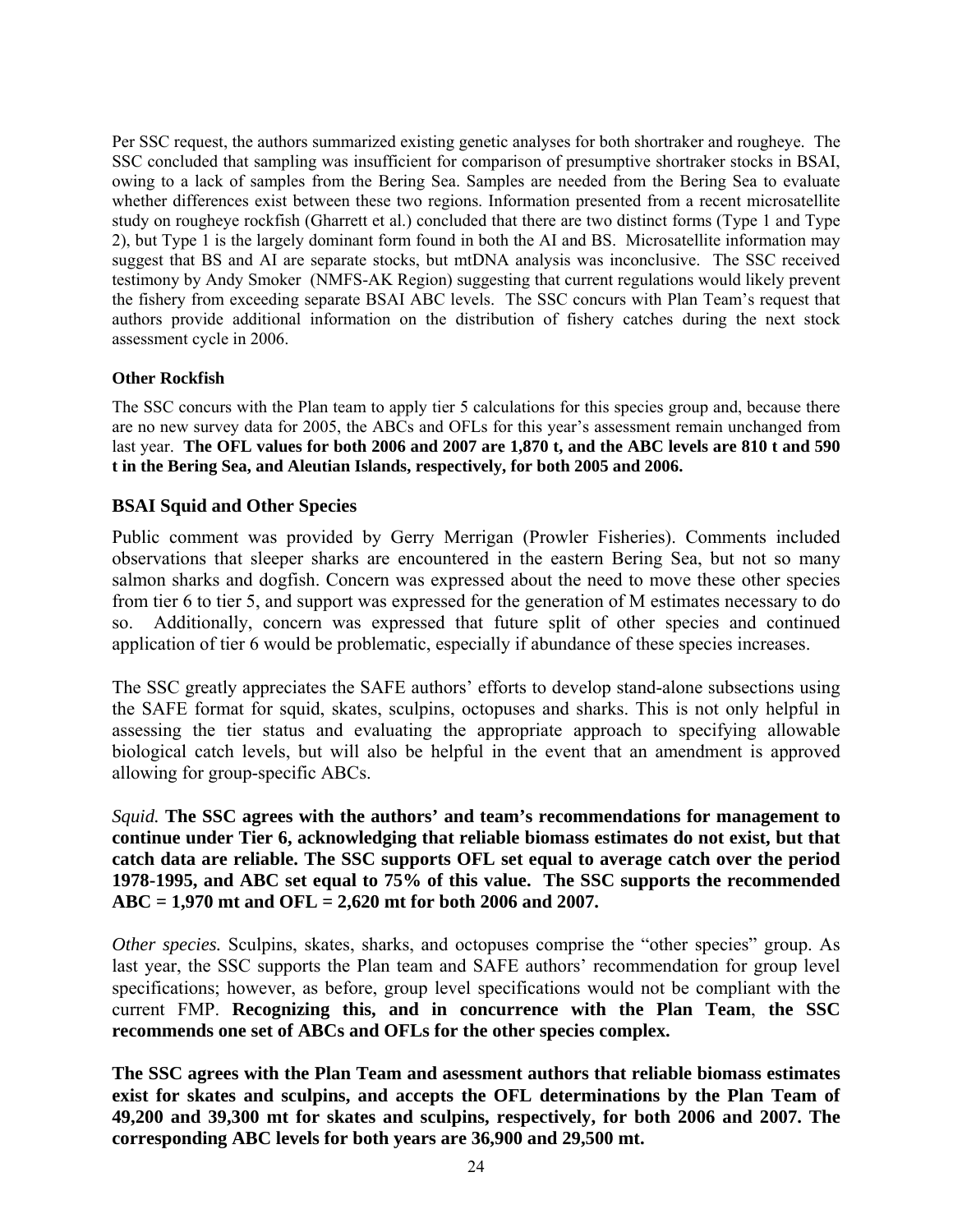Per SSC request, the authors summarized existing genetic analyses for both shortraker and rougheye. The SSC concluded that sampling was insufficient for comparison of presumptive shortraker stocks in BSAI, owing to a lack of samples from the Bering Sea. Samples are needed from the Bering Sea to evaluate whether differences exist between these two regions. Information presented from a recent microsatellite study on rougheye rockfish (Gharrett et al.) concluded that there are two distinct forms (Type 1 and Type 2), but Type 1 is the largely dominant form found in both the AI and BS. Microsatellite information may suggest that BS and AI are separate stocks, but mtDNA analysis was inconclusive. The SSC received testimony by Andy Smoker (NMFS-AK Region) suggesting that current regulations would likely prevent the fishery from exceeding separate BSAI ABC levels. The SSC concurs with Plan Team's request that authors provide additional information on the distribution of fishery catches during the next stock assessment cycle in 2006.

**Other Rockfish**

The SSC concurs with the Plan team to apply tier 5 calculations for this species group and, because there are no new survey data for 2005, the ABCs and OFLs for this year's assessment remain unchanged from last year. **The OFL values for both 2006 and 2007 are 1,870 t, and the ABC levels are 810 t and 590 t in the Bering Sea, and Aleutian Islands, respectively, for both 2005 and 2006.**

## BSAI Squid and Other Species

Public comment was provided by Gerry Merrigan (Prowler Fisheries). Comments included observations that sleeper sharks are encountered in the eastern Bering Sea, but not so many salmon sharks and dogfish. Concern was expressed about the need to move these other species from tier 6 to tier 5, and support was expressed for the generation of M estimates necessary to do so. Additionally, concern was expressed that future split of other species and continued application of tier 6 would be problematic, especially if abundance of these species increases.

The SSC greatly appreciates the SAFE authors' efforts to develop stand-alone subsections using the SAFE format for squid, skates, sculpins, octopuses and sharks. This is not only helpful in assessing the tier status and evaluating the appropriate approach to specifying allowable biological catch levels, but will also be helpful in the event that an amendment is approved allowing for group-specific ABCs.

*Squid.* **The SSC agrees with the authors' and team's recommendations for management to continue under Tier 6, acknowledging that reliable biomass estimates do not exist, but that catch data are reliable. The SSC supports OFL set equal to average catch over the period 1978-1995, and ABC set equal to 75% of this value. The SSC supports the recommended ABC = 1,970 mt and OFL = 2,620 mt for both 2006 and 2007.**

*Other species.* Sculpins, skates, sharks, and octopuses comprise the "other species" group. As last year, the SSC supports the Plan team and SAFE authors' recommendation for group level specifications; however, as before, group level specifications would not be compliant with the current FMP. **Recognizing this, and in concurrence with the Plan Team**, **the SSC recommends one set of ABCs and OFLs for the other species complex.**

**The SSC agrees with the Plan Team and asessment authors that reliable biomass estimates exist for skates and sculpins, and accepts the OFL determinations by the Plan Team of 49,200 and 39,300 mt for skates and sculpins, respectively, for both 2006 and 2007. The corresponding ABC levels for both years are 36,900 and 29,500 mt.**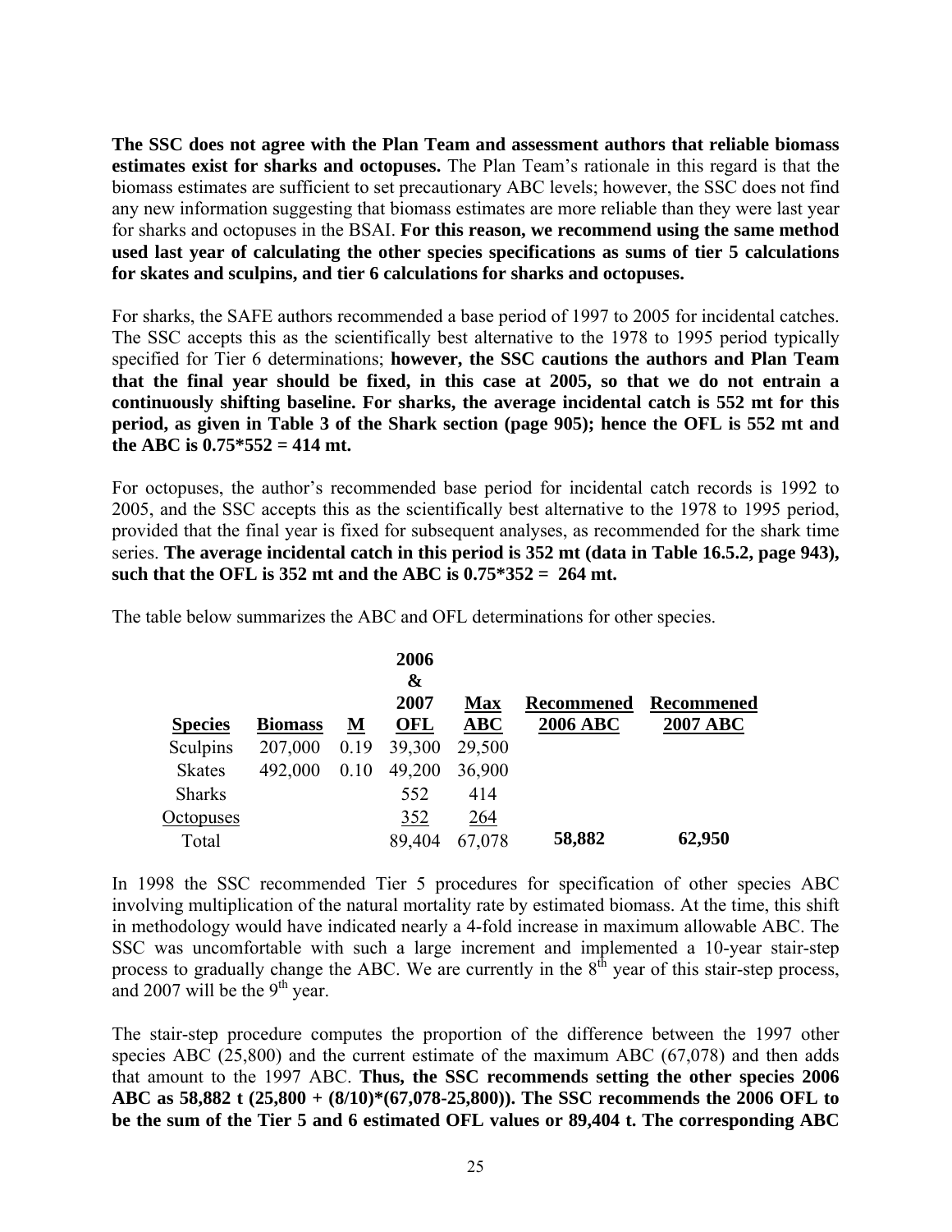**The SSC does not agree with the Plan Team and assessment authors that reliable biomass estimates exist for sharks and octopuses.** The Plan Team's rationale in this regard is that the biomass estimates are sufficient to set precautionary ABC levels; however, the SSC does not find any new information suggesting that biomass estimates are more reliable than they were last year for sharks and octopuses in the BSAI. **For this reason, we recommend using the same method used last year of calculating the other species specifications as sums of tier 5 calculations for skates and sculpins, and tier 6 calculations for sharks and octopuses.**

For sharks, the SAFE authors recommended a base period of 1997 to 2005 for incidental catches. The SSC accepts this as the scientifically best alternative to the 1978 to 1995 period typically specified for Tier 6 determinations; **however, the SSC cautions the authors and Plan Team that the final year should be fixed, in this case at 2005, so that we do not entrain a continuously shifting baseline. For sharks, the average incidental catch is 552 mt for this period, as given in Table 3 of the Shark section (page 905); hence the OFL is 552 mt and the ABC is 0.75*552 = 414 mt.**

For octopuses, the author's recommended base period for incidental catch records is 1992 to 2005, and the SSC accepts this as the scientifically best alternative to the 1978 to 1995 period, provided that the final year is fixed for subsequent analyses, as recommended for the shark time series. **The average incidental catch in this period is 352 mt (data in Table 16.5.2, page 943), such that the OFL is 352 mt and the ABC is 0.75*352 = 264 mt.**

The table below summarizes the ABC and OFL determinations for other species.

| Species | Biomass | M | 2006 & 2007 OFL | Max ABC | Recommened 2006 ABC | Recommened 2007 ABC |
|---|---|---|---|---|---|---|
| Sculpins | 207,000 | 0.19 | 39,300 | 29,500 | | |
| Skates | 492,000 | 0.10 | 49,200 | 36,900 | | |
| Sharks | | | 552 | 414 | | |
| Octopuses | | | 352 | 264 | | |
| Total | | | 89,404 | 67,078 | **58,882** | **62,950** |

In 1998 the SSC recommended Tier 5 procedures for specification of other species ABC involving multiplication of the natural mortality rate by estimated biomass. At the time, this shift in methodology would have indicated nearly a 4-fold increase in maximum allowable ABC. The SSC was uncomfortable with such a large increment and implemented a 10-year stair-step process to gradually change the ABC. We are currently in the 8th year of this stair-step process, and 2007 will be the 9th year.

The stair-step procedure computes the proportion of the difference between the 1997 other species ABC (25,800) and the current estimate of the maximum ABC (67,078) and then adds that amount to the 1997 ABC. **Thus, the SSC recommends setting the other species 2006 ABC as 58,882 t (25,800 + (8/10)*(67,078-25,800)). The SSC recommends the 2006 OFL to be the sum of the Tier 5 and 6 estimated OFL values or 89,404 t. The corresponding ABC**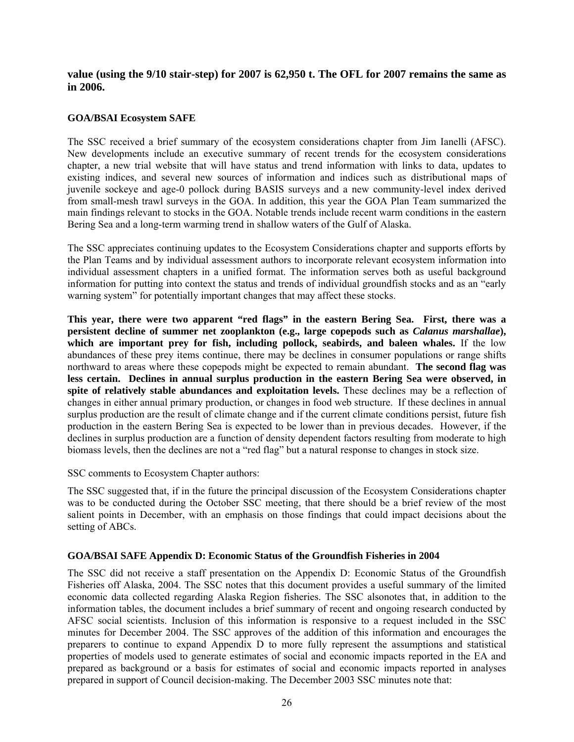**value (using the 9/10 stair-step) for 2007 is 62,950 t. The OFL for 2007 remains the same as in 2006.**

**GOA/BSAI Ecosystem SAFE**

The SSC received a brief summary of the ecosystem considerations chapter from Jim Ianelli (AFSC). New developments include an executive summary of recent trends for the ecosystem considerations chapter, a new trial website that will have status and trend information with links to data, updates to existing indices, and several new sources of information and indices such as distributional maps of juvenile sockeye and age-0 pollock during BASIS surveys and a new community-level index derived from small-mesh trawl surveys in the GOA. In addition, this year the GOA Plan Team summarized the main findings relevant to stocks in the GOA. Notable trends include recent warm conditions in the eastern Bering Sea and a long-term warming trend in shallow waters of the Gulf of Alaska.

The SSC appreciates continuing updates to the Ecosystem Considerations chapter and supports efforts by the Plan Teams and by individual assessment authors to incorporate relevant ecosystem information into individual assessment chapters in a unified format. The information serves both as useful background information for putting into context the status and trends of individual groundfish stocks and as an "early warning system" for potentially important changes that may affect these stocks.

**This year, there were two apparent "red flags" in the eastern Bering Sea. First, there was a persistent decline of summer net zooplankton (e.g., large copepods such as *Calanus marshallae*), which are important prey for fish, including pollock, seabirds, and baleen whales.** If the low abundances of these prey items continue, there may be declines in consumer populations or range shifts northward to areas where these copepods might be expected to remain abundant. **The second flag was less certain. Declines in annual surplus production in the eastern Bering Sea were observed, in spite of relatively stable abundances and exploitation levels.** These declines may be a reflection of changes in either annual primary production, or changes in food web structure. If these declines in annual surplus production are the result of climate change and if the current climate conditions persist, future fish production in the eastern Bering Sea is expected to be lower than in previous decades. However, if the declines in surplus production are a function of density dependent factors resulting from moderate to high biomass levels, then the declines are not a "red flag" but a natural response to changes in stock size.

SSC comments to Ecosystem Chapter authors:

The SSC suggested that, if in the future the principal discussion of the Ecosystem Considerations chapter was to be conducted during the October SSC meeting, that there should be a brief review of the most salient points in December, with an emphasis on those findings that could impact decisions about the setting of ABCs.

**GOA/BSAI SAFE Appendix D: Economic Status of the Groundfish Fisheries in 2004**

The SSC did not receive a staff presentation on the Appendix D: Economic Status of the Groundfish Fisheries off Alaska, 2004. The SSC notes that this document provides a useful summary of the limited economic data collected regarding Alaska Region fisheries. The SSC alsonotes that, in addition to the information tables, the document includes a brief summary of recent and ongoing research conducted by AFSC social scientists. Inclusion of this information is responsive to a request included in the SSC minutes for December 2004. The SSC approves of the addition of this information and encourages the preparers to continue to expand Appendix D to more fully represent the assumptions and statistical properties of models used to generate estimates of social and economic impacts reported in the EA and prepared as background or a basis for estimates of social and economic impacts reported in analyses prepared in support of Council decision-making. The December 2003 SSC minutes note that: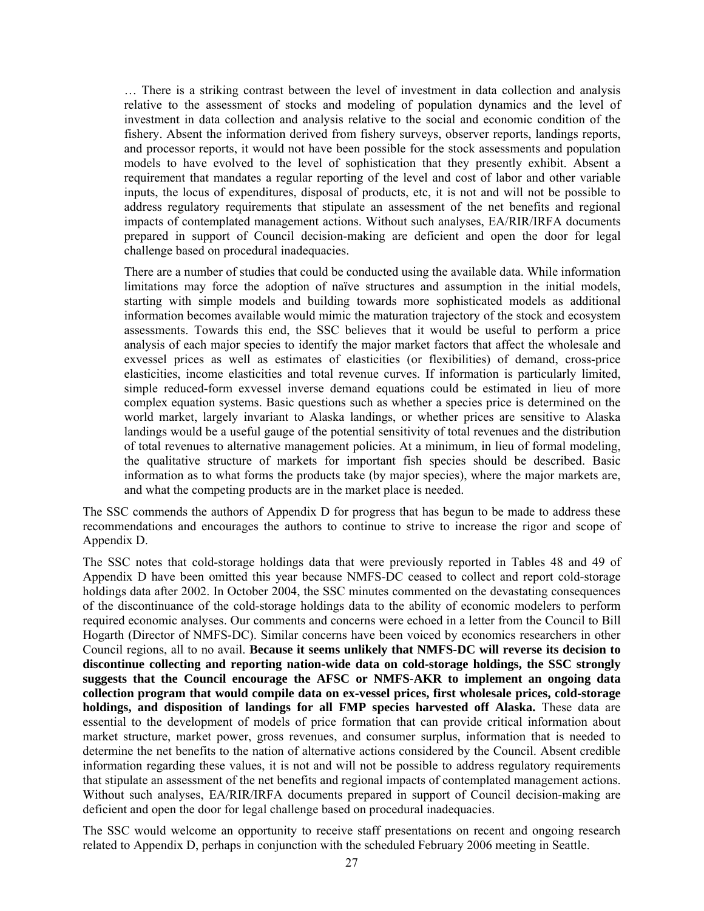> … There is a striking contrast between the level of investment in data collection and analysis relative to the assessment of stocks and modeling of population dynamics and the level of investment in data collection and analysis relative to the social and economic condition of the fishery. Absent the information derived from fishery surveys, observer reports, landings reports, and processor reports, it would not have been possible for the stock assessments and population models to have evolved to the level of sophistication that they presently exhibit. Absent a requirement that mandates a regular reporting of the level and cost of labor and other variable inputs, the locus of expenditures, disposal of products, etc, it is not and will not be possible to address regulatory requirements that stipulate an assessment of the net benefits and regional impacts of contemplated management actions. Without such analyses, EA/RIR/IRFA documents prepared in support of Council decision-making are deficient and open the door for legal challenge based on procedural inadequacies.
>
> There are a number of studies that could be conducted using the available data. While information limitations may force the adoption of naïve structures and assumption in the initial models, starting with simple models and building towards more sophisticated models as additional information becomes available would mimic the maturation trajectory of the stock and ecosystem assessments. Towards this end, the SSC believes that it would be useful to perform a price analysis of each major species to identify the major market factors that affect the wholesale and exvessel prices as well as estimates of elasticities (or flexibilities) of demand, cross-price elasticities, income elasticities and total revenue curves. If information is particularly limited, simple reduced-form exvessel inverse demand equations could be estimated in lieu of more complex equation systems. Basic questions such as whether a species price is determined on the world market, largely invariant to Alaska landings, or whether prices are sensitive to Alaska landings would be a useful gauge of the potential sensitivity of total revenues and the distribution of total revenues to alternative management policies. At a minimum, in lieu of formal modeling, the qualitative structure of markets for important fish species should be described. Basic information as to what forms the products take (by major species), where the major markets are, and what the competing products are in the market place is needed.

The SSC commends the authors of Appendix D for progress that has begun to be made to address these recommendations and encourages the authors to continue to strive to increase the rigor and scope of Appendix D.

The SSC notes that cold-storage holdings data that were previously reported in Tables 48 and 49 of Appendix D have been omitted this year because NMFS-DC ceased to collect and report cold-storage holdings data after 2002. In October 2004, the SSC minutes commented on the devastating consequences of the discontinuance of the cold-storage holdings data to the ability of economic modelers to perform required economic analyses. Our comments and concerns were echoed in a letter from the Council to Bill Hogarth (Director of NMFS-DC). Similar concerns have been voiced by economics researchers in other Council regions, all to no avail. **Because it seems unlikely that NMFS-DC will reverse its decision to discontinue collecting and reporting nation-wide data on cold-storage holdings, the SSC strongly suggests that the Council encourage the AFSC or NMFS-AKR to implement an ongoing data collection program that would compile data on ex-vessel prices, first wholesale prices, cold-storage holdings, and disposition of landings for all FMP species harvested off Alaska.** These data are essential to the development of models of price formation that can provide critical information about market structure, market power, gross revenues, and consumer surplus, information that is needed to determine the net benefits to the nation of alternative actions considered by the Council. Absent credible information regarding these values, it is not and will not be possible to address regulatory requirements that stipulate an assessment of the net benefits and regional impacts of contemplated management actions. Without such analyses, EA/RIR/IRFA documents prepared in support of Council decision-making are deficient and open the door for legal challenge based on procedural inadequacies.

The SSC would welcome an opportunity to receive staff presentations on recent and ongoing research related to Appendix D, perhaps in conjunction with the scheduled February 2006 meeting in Seattle.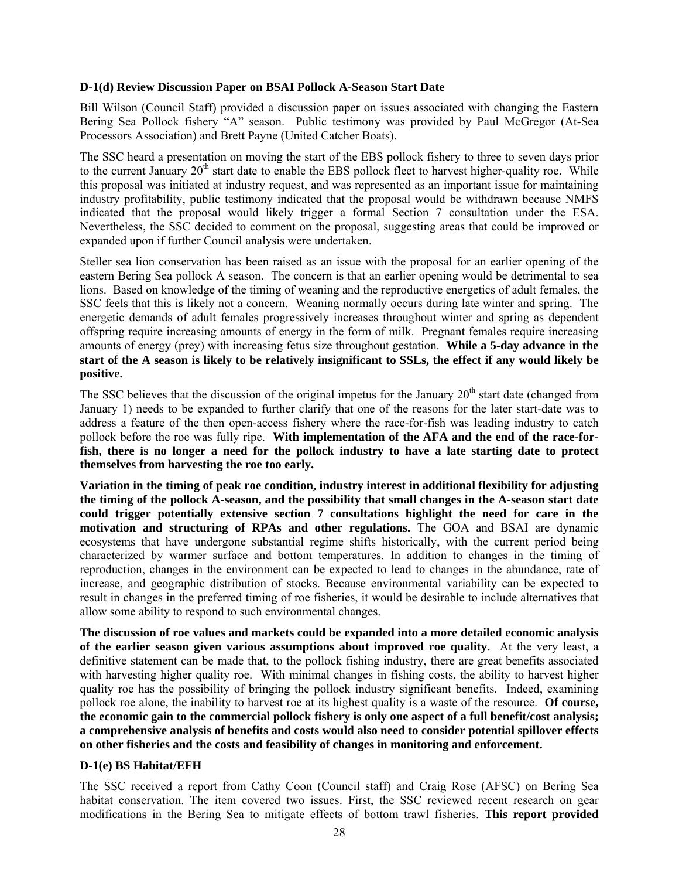**D-1(d) Review Discussion Paper on BSAI Pollock A-Season Start Date**

Bill Wilson (Council Staff) provided a discussion paper on issues associated with changing the Eastern Bering Sea Pollock fishery "A" season. Public testimony was provided by Paul McGregor (At-Sea Processors Association) and Brett Payne (United Catcher Boats).

The SSC heard a presentation on moving the start of the EBS pollock fishery to three to seven days prior to the current January 20th start date to enable the EBS pollock fleet to harvest higher-quality roe. While this proposal was initiated at industry request, and was represented as an important issue for maintaining industry profitability, public testimony indicated that the proposal would be withdrawn because NMFS indicated that the proposal would likely trigger a formal Section 7 consultation under the ESA. Nevertheless, the SSC decided to comment on the proposal, suggesting areas that could be improved or expanded upon if further Council analysis were undertaken.

Steller sea lion conservation has been raised as an issue with the proposal for an earlier opening of the eastern Bering Sea pollock A season. The concern is that an earlier opening would be detrimental to sea lions. Based on knowledge of the timing of weaning and the reproductive energetics of adult females, the SSC feels that this is likely not a concern. Weaning normally occurs during late winter and spring. The energetic demands of adult females progressively increases throughout winter and spring as dependent offspring require increasing amounts of energy in the form of milk. Pregnant females require increasing amounts of energy (prey) with increasing fetus size throughout gestation. **While a 5-day advance in the start of the A season is likely to be relatively insignificant to SSLs, the effect if any would likely be positive.**

The SSC believes that the discussion of the original impetus for the January 20th start date (changed from January 1) needs to be expanded to further clarify that one of the reasons for the later start-date was to address a feature of the then open-access fishery where the race-for-fish was leading industry to catch pollock before the roe was fully ripe. **With implementation of the AFA and the end of the race-for-fish, there is no longer a need for the pollock industry to have a late starting date to protect themselves from harvesting the roe too early.**

**Variation in the timing of peak roe condition, industry interest in additional flexibility for adjusting the timing of the pollock A-season, and the possibility that small changes in the A-season start date could trigger potentially extensive section 7 consultations highlight the need for care in the motivation and structuring of RPAs and other regulations.** The GOA and BSAI are dynamic ecosystems that have undergone substantial regime shifts historically, with the current period being characterized by warmer surface and bottom temperatures. In addition to changes in the timing of reproduction, changes in the environment can be expected to lead to changes in the abundance, rate of increase, and geographic distribution of stocks. Because environmental variability can be expected to result in changes in the preferred timing of roe fisheries, it would be desirable to include alternatives that allow some ability to respond to such environmental changes.

**The discussion of roe values and markets could be expanded into a more detailed economic analysis of the earlier season given various assumptions about improved roe quality.** At the very least, a definitive statement can be made that, to the pollock fishing industry, there are great benefits associated with harvesting higher quality roe. With minimal changes in fishing costs, the ability to harvest higher quality roe has the possibility of bringing the pollock industry significant benefits. Indeed, examining pollock roe alone, the inability to harvest roe at its highest quality is a waste of the resource. **Of course, the economic gain to the commercial pollock fishery is only one aspect of a full benefit/cost analysis; a comprehensive analysis of benefits and costs would also need to consider potential spillover effects on other fisheries and the costs and feasibility of changes in monitoring and enforcement.**

**D-1(e) BS Habitat/EFH**

The SSC received a report from Cathy Coon (Council staff) and Craig Rose (AFSC) on Bering Sea habitat conservation. The item covered two issues. First, the SSC reviewed recent research on gear modifications in the Bering Sea to mitigate effects of bottom trawl fisheries. **This report provided**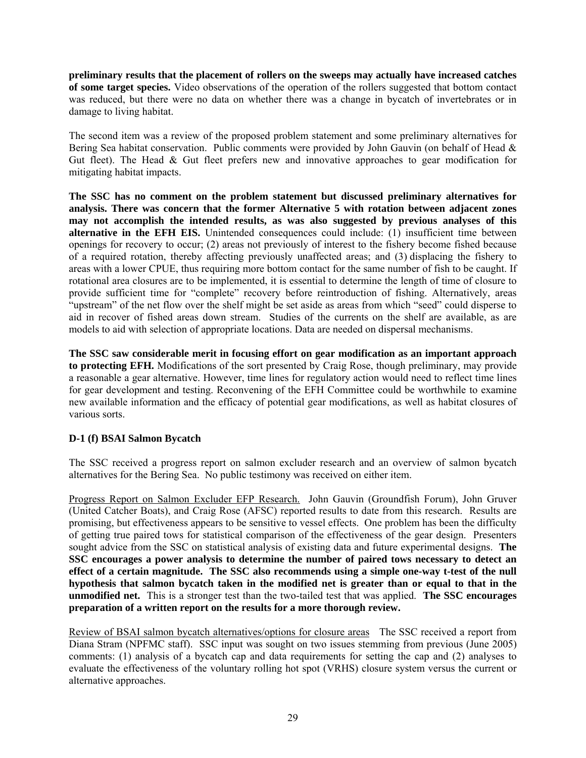**preliminary results that the placement of rollers on the sweeps may actually have increased catches of some target species.** Video observations of the operation of the rollers suggested that bottom contact was reduced, but there were no data on whether there was a change in bycatch of invertebrates or in damage to living habitat.

The second item was a review of the proposed problem statement and some preliminary alternatives for Bering Sea habitat conservation. Public comments were provided by John Gauvin (on behalf of Head & Gut fleet). The Head & Gut fleet prefers new and innovative approaches to gear modification for mitigating habitat impacts.

**The SSC has no comment on the problem statement but discussed preliminary alternatives for analysis. There was concern that the former Alternative 5 with rotation between adjacent zones may not accomplish the intended results, as was also suggested by previous analyses of this alternative in the EFH EIS.** Unintended consequences could include: (1) insufficient time between openings for recovery to occur; (2) areas not previously of interest to the fishery become fished because of a required rotation, thereby affecting previously unaffected areas; and (3) displacing the fishery to areas with a lower CPUE, thus requiring more bottom contact for the same number of fish to be caught. If rotational area closures are to be implemented, it is essential to determine the length of time of closure to provide sufficient time for "complete" recovery before reintroduction of fishing. Alternatively, areas "upstream" of the net flow over the shelf might be set aside as areas from which "seed" could disperse to aid in recover of fished areas down stream. Studies of the currents on the shelf are available, as are models to aid with selection of appropriate locations. Data are needed on dispersal mechanisms.

**The SSC saw considerable merit in focusing effort on gear modification as an important approach to protecting EFH.** Modifications of the sort presented by Craig Rose, though preliminary, may provide a reasonable gear alternative. However, time lines for regulatory action would need to reflect time lines for gear development and testing. Reconvening of the EFH Committee could be worthwhile to examine new available information and the efficacy of potential gear modifications, as well as habitat closures of various sorts.

### D-1 (f) BSAI Salmon Bycatch

The SSC received a progress report on salmon excluder research and an overview of salmon bycatch alternatives for the Bering Sea. No public testimony was received on either item.

Progress Report on Salmon Excluder EFP Research. John Gauvin (Groundfish Forum), John Gruver (United Catcher Boats), and Craig Rose (AFSC) reported results to date from this research. Results are promising, but effectiveness appears to be sensitive to vessel effects. One problem has been the difficulty of getting true paired tows for statistical comparison of the effectiveness of the gear design. Presenters sought advice from the SSC on statistical analysis of existing data and future experimental designs. **The SSC encourages a power analysis to determine the number of paired tows necessary to detect an effect of a certain magnitude. The SSC also recommends using a simple one-way t-test of the null hypothesis that salmon bycatch taken in the modified net is greater than or equal to that in the unmodified net.** This is a stronger test than the two-tailed test that was applied. **The SSC encourages preparation of a written report on the results for a more thorough review.**

Review of BSAI salmon bycatch alternatives/options for closure areas The SSC received a report from Diana Stram (NPFMC staff). SSC input was sought on two issues stemming from previous (June 2005) comments: (1) analysis of a bycatch cap and data requirements for setting the cap and (2) analyses to evaluate the effectiveness of the voluntary rolling hot spot (VRHS) closure system versus the current or alternative approaches.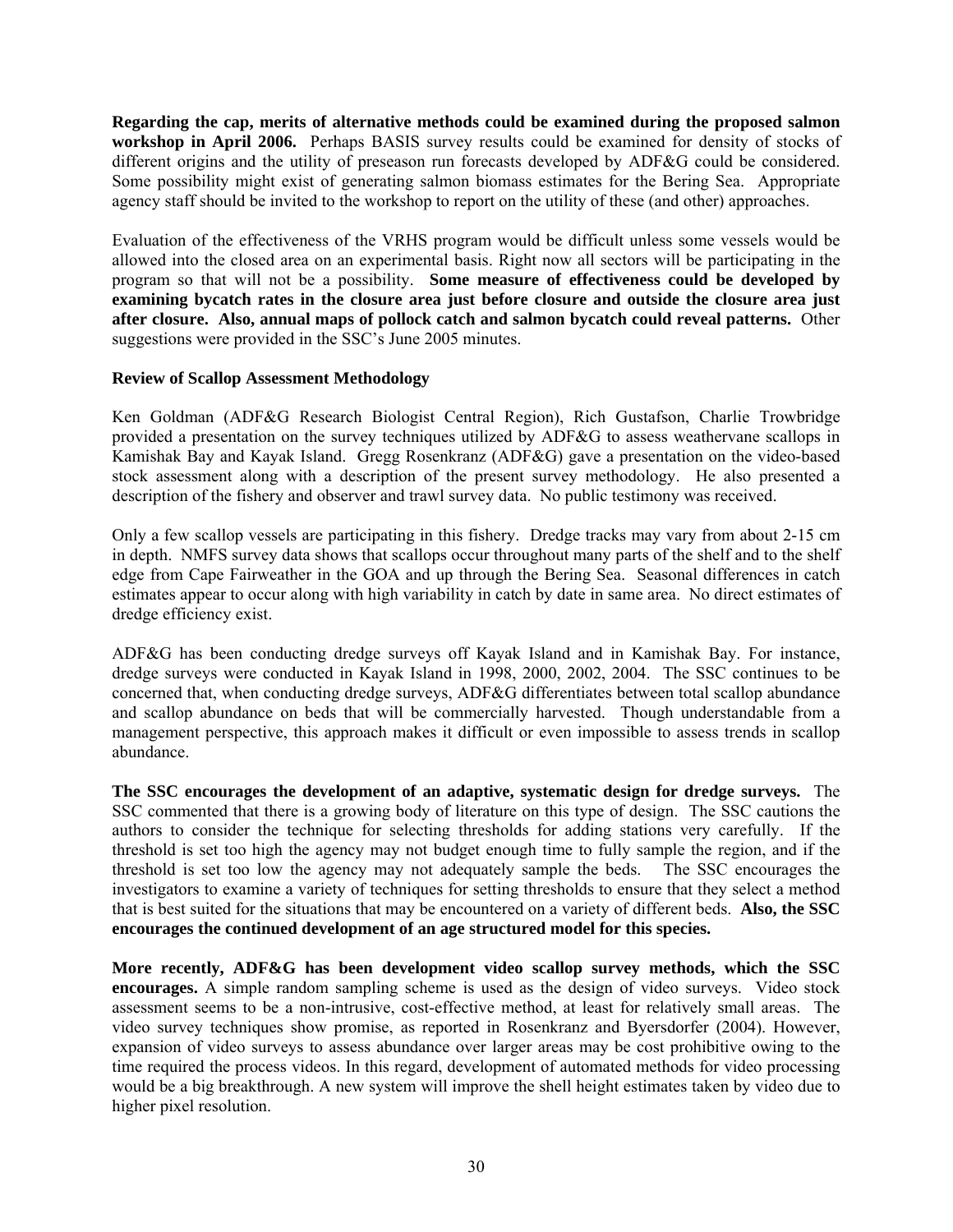**Regarding the cap, merits of alternative methods could be examined during the proposed salmon workshop in April 2006.** Perhaps BASIS survey results could be examined for density of stocks of different origins and the utility of preseason run forecasts developed by ADF&G could be considered. Some possibility might exist of generating salmon biomass estimates for the Bering Sea. Appropriate agency staff should be invited to the workshop to report on the utility of these (and other) approaches.

Evaluation of the effectiveness of the VRHS program would be difficult unless some vessels would be allowed into the closed area on an experimental basis. Right now all sectors will be participating in the program so that will not be a possibility. **Some measure of effectiveness could be developed by examining bycatch rates in the closure area just before closure and outside the closure area just after closure. Also, annual maps of pollock catch and salmon bycatch could reveal patterns.** Other suggestions were provided in the SSC's June 2005 minutes.

**Review of Scallop Assessment Methodology**

Ken Goldman (ADF&G Research Biologist Central Region), Rich Gustafson, Charlie Trowbridge provided a presentation on the survey techniques utilized by ADF&G to assess weathervane scallops in Kamishak Bay and Kayak Island. Gregg Rosenkranz (ADF&G) gave a presentation on the video-based stock assessment along with a description of the present survey methodology. He also presented a description of the fishery and observer and trawl survey data. No public testimony was received.

Only a few scallop vessels are participating in this fishery. Dredge tracks may vary from about 2-15 cm in depth. NMFS survey data shows that scallops occur throughout many parts of the shelf and to the shelf edge from Cape Fairweather in the GOA and up through the Bering Sea. Seasonal differences in catch estimates appear to occur along with high variability in catch by date in same area. No direct estimates of dredge efficiency exist.

ADF&G has been conducting dredge surveys off Kayak Island and in Kamishak Bay. For instance, dredge surveys were conducted in Kayak Island in 1998, 2000, 2002, 2004. The SSC continues to be concerned that, when conducting dredge surveys, ADF&G differentiates between total scallop abundance and scallop abundance on beds that will be commercially harvested. Though understandable from a management perspective, this approach makes it difficult or even impossible to assess trends in scallop abundance.

**The SSC encourages the development of an adaptive, systematic design for dredge surveys.** The SSC commented that there is a growing body of literature on this type of design. The SSC cautions the authors to consider the technique for selecting thresholds for adding stations very carefully. If the threshold is set too high the agency may not budget enough time to fully sample the region, and if the threshold is set too low the agency may not adequately sample the beds. The SSC encourages the investigators to examine a variety of techniques for setting thresholds to ensure that they select a method that is best suited for the situations that may be encountered on a variety of different beds. **Also, the SSC encourages the continued development of an age structured model for this species.**

**More recently, ADF&G has been development video scallop survey methods, which the SSC encourages.** A simple random sampling scheme is used as the design of video surveys. Video stock assessment seems to be a non-intrusive, cost-effective method, at least for relatively small areas. The video survey techniques show promise, as reported in Rosenkranz and Byersdorfer (2004). However, expansion of video surveys to assess abundance over larger areas may be cost prohibitive owing to the time required the process videos. In this regard, development of automated methods for video processing would be a big breakthrough. A new system will improve the shell height estimates taken by video due to higher pixel resolution.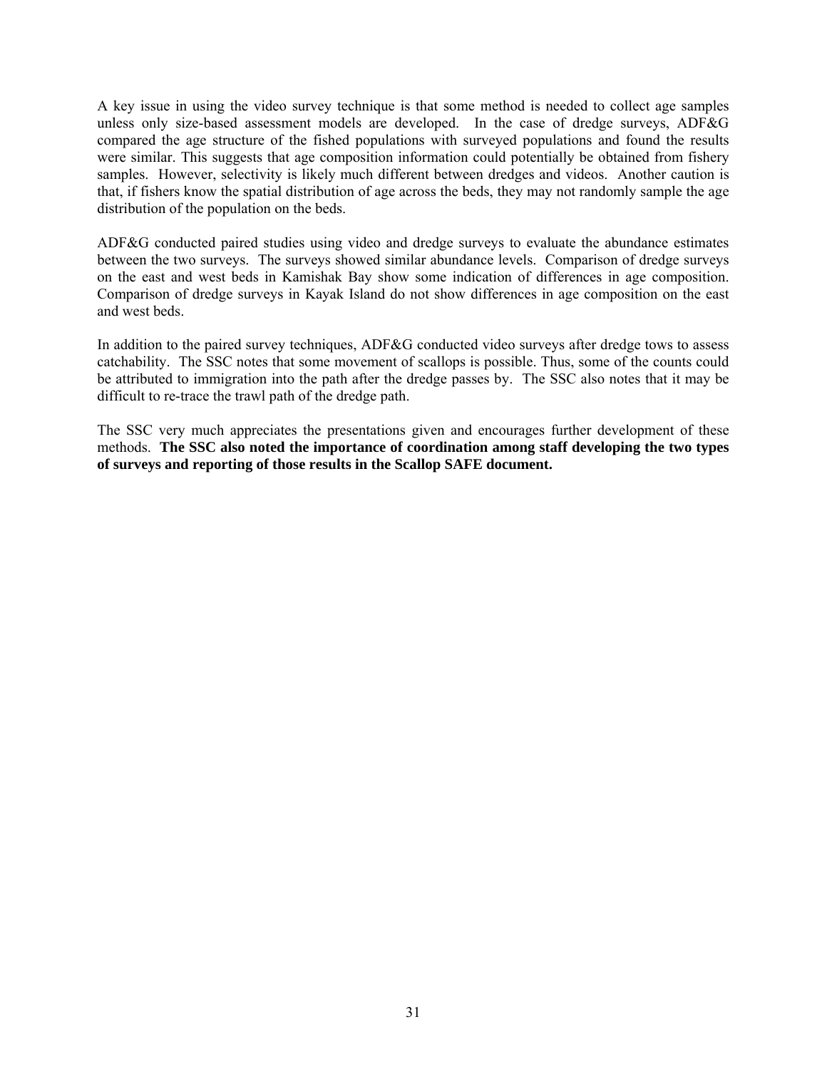A key issue in using the video survey technique is that some method is needed to collect age samples unless only size-based assessment models are developed. In the case of dredge surveys, ADF&G compared the age structure of the fished populations with surveyed populations and found the results were similar. This suggests that age composition information could potentially be obtained from fishery samples. However, selectivity is likely much different between dredges and videos. Another caution is that, if fishers know the spatial distribution of age across the beds, they may not randomly sample the age distribution of the population on the beds.

ADF&G conducted paired studies using video and dredge surveys to evaluate the abundance estimates between the two surveys. The surveys showed similar abundance levels. Comparison of dredge surveys on the east and west beds in Kamishak Bay show some indication of differences in age composition. Comparison of dredge surveys in Kayak Island do not show differences in age composition on the east and west beds.

In addition to the paired survey techniques, ADF&G conducted video surveys after dredge tows to assess catchability. The SSC notes that some movement of scallops is possible. Thus, some of the counts could be attributed to immigration into the path after the dredge passes by. The SSC also notes that it may be difficult to re-trace the trawl path of the dredge path.

The SSC very much appreciates the presentations given and encourages further development of these methods. **The SSC also noted the importance of coordination among staff developing the two types of surveys and reporting of those results in the Scallop SAFE document.**